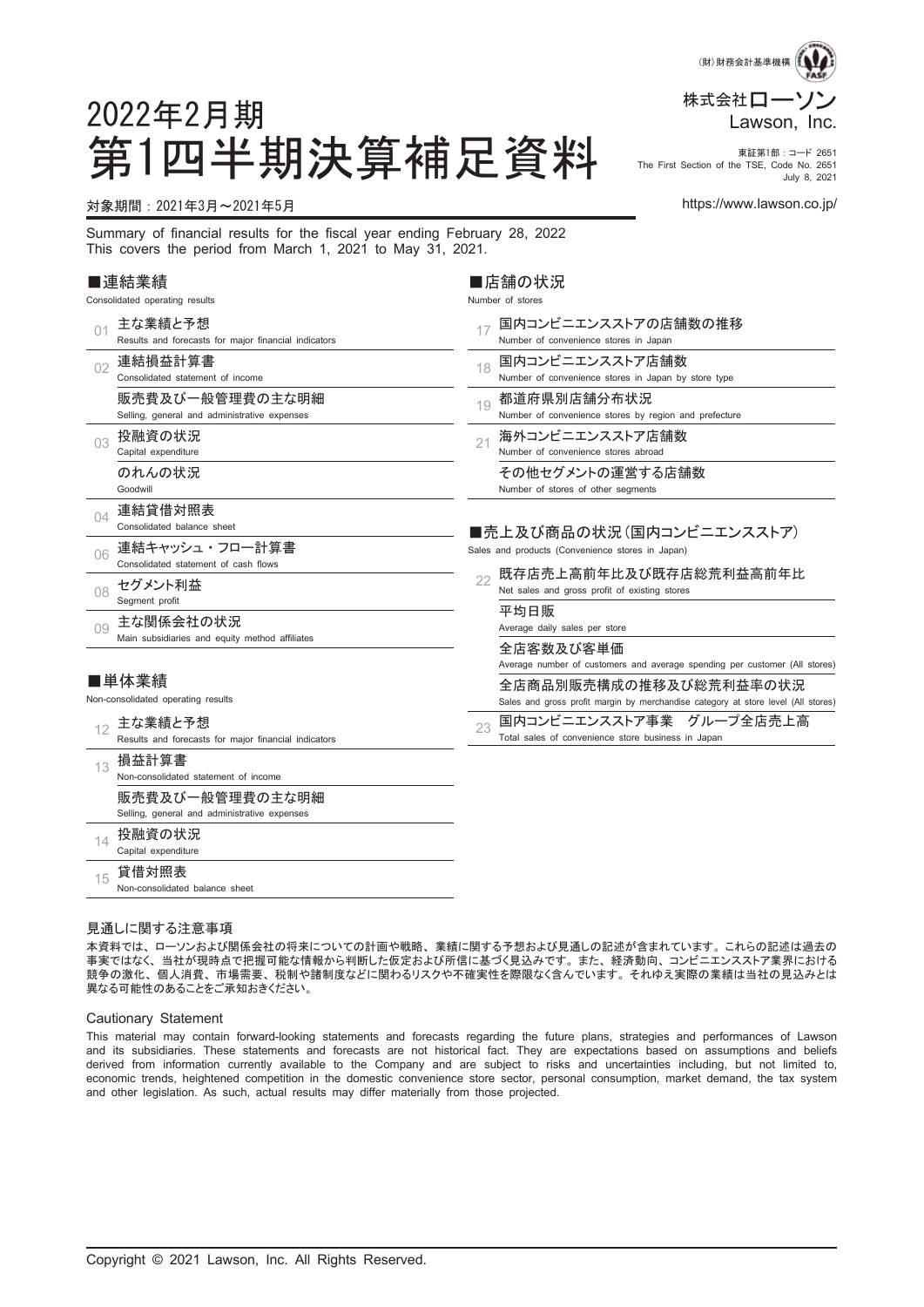(財)財務会計基準機構

株式会社ローソン
Lawson, Inc.

東証第1部：コード 2651
The First Section of the TSE, Code No. 2651
July 8, 2021

# 2022年2月期
# 第1四半期決算補足資料

対象期間：2021年3月～2021年5月

https://www.lawson.co.jp/

Summary of financial results for the fiscal year ending February 28, 2022
This covers the period from March 1, 2021 to May 31, 2021.

## ■連結業績
Consolidated operating results

- 01 主な業績と予想
  Results and forecasts for major financial indicators
- 02 連結損益計算書
  Consolidated statement of income
- 販売費及び一般管理費の主な明細
  Selling, general and administrative expenses
- 03 投融資の状況
  Capital expenditure
- のれんの状況
  Goodwill
- 04 連結貸借対照表
  Consolidated balance sheet
- 06 連結キャッシュ・フロー計算書
  Consolidated statement of cash flows
- 08 セグメント利益
  Segment profit
- 09 主な関係会社の状況
  Main subsidiaries and equity method affiliates

## ■単体業績
Non-consolidated operating results

- 12 主な業績と予想
  Results and forecasts for major financial indicators
- 13 損益計算書
  Non-consolidated statement of income
- 販売費及び一般管理費の主な明細
  Selling, general and administrative expenses
- 14 投融資の状況
  Capital expenditure
- 15 貸借対照表
  Non-consolidated balance sheet

## ■店舗の状況
Number of stores

- 17 国内コンビニエンスストアの店舗数の推移
  Number of convenience stores in Japan
- 18 国内コンビニエンスストア店舗数
  Number of convenience stores in Japan by store type
- 19 都道府県別店舗分布状況
  Number of convenience stores by region and prefecture
- 21 海外コンビニエンスストア店舗数
  Number of convenience stores abroad
- その他セグメントの運営する店舗数
  Number of stores of other segments

## ■売上及び商品の状況（国内コンビニエンスストア）
Sales and products (Convenience stores in Japan)

- 22 既存店売上高前年比及び既存店総荒利益高前年比
  Net sales and gross profit of existing stores
- 平均日販
  Average daily sales per store
- 全店客数及び客単価
  Average number of customers and average spending per customer (All stores)
- 全店商品別販売構成の推移及び総荒利益率の状況
  Sales and gross profit margin by merchandise category at store level (All stores)
- 23 国内コンビニエンスストア事業　グループ全店売上高
  Total sales of convenience store business in Japan

### 見通しに関する注意事項

本資料では、ローソンおよび関係会社の将来についての計画や戦略、業績に関する予想および見通しの記述が含まれています。これらの記述は過去の事実ではなく、当社が現時点で把握可能な情報から判断した仮定および所信に基づく見込みです。また、経済動向、コンビニエンスストア業界における競争の激化、個人消費、市場需要、税制や諸制度などに関わるリスクや不確実性を際限なく含んでいます。それゆえ実際の業績は当社の見込みとは異なる可能性のあることをご承知おきください。

### Cautionary Statement

This material may contain forward-looking statements and forecasts regarding the future plans, strategies and performances of Lawson and its subsidiaries. These statements and forecasts are not historical fact. They are expectations based on assumptions and beliefs derived from information currently available to the Company and are subject to risks and uncertainties including, but not limited to, economic trends, heightened competition in the domestic convenience store sector, personal consumption, market demand, the tax system and other legislation. As such, actual results may differ materially from those projected.

Copyright © 2021 Lawson, Inc. All Rights Reserved.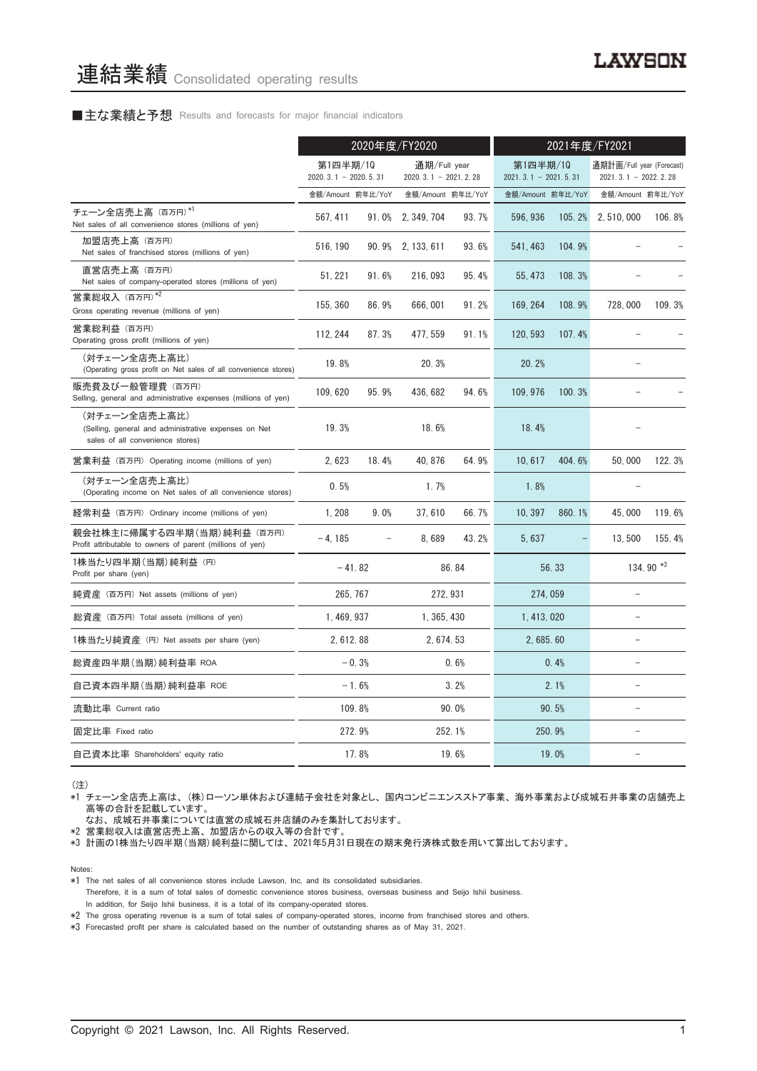# 連結業績 Consolidated operating results

## ■主な業績と予想 Results and forecasts for major financial indicators

| | 2020年度/FY2020 | | | | 2021年度/FY2021 | | | |
|---|---|---|---|---|---|---|---|---|
| | 第1四半期/1Q 2020. 3. 1 － 2020. 5. 31 | | 通期/Full year 2020. 3. 1 － 2021. 2. 28 | | 第1四半期/1Q 2021. 3. 1 － 2021. 5. 31 | | 通期計画/Full year (Forecast) 2021. 3. 1 － 2022. 2. 28 | |
| | 金額/Amount | 前年比/YoY | 金額/Amount | 前年比/YoY | 金額/Amount | 前年比/YoY | 金額/Amount | 前年比/YoY |
| チェーン全店売上高 (百万円) *1 Net sales of all convenience stores (millions of yen) | 567, 411 | 91. 0% | 2, 349, 704 | 93. 7% | 596, 936 | 105. 2% | 2, 510, 000 | 106. 8% |
| 加盟店売上高 (百万円) Net sales of franchised stores (millions of yen) | 516, 190 | 90. 9% | 2, 133, 611 | 93. 6% | 541, 463 | 104. 9% | － | － |
| 直営店売上高 (百万円) Net sales of company-operated stores (millions of yen) | 51, 221 | 91. 6% | 216, 093 | 95. 4% | 55, 473 | 108. 3% | － | － |
| 営業総収入 (百万円) *2 Gross operating revenue (millions of yen) | 155, 360 | 86. 9% | 666, 001 | 91. 2% | 169, 264 | 108. 9% | 728, 000 | 109. 3% |
| 営業総利益 (百万円) Operating gross profit (millions of yen) | 112, 244 | 87. 3% | 477, 559 | 91. 1% | 120, 593 | 107. 4% | － | － |
| (対チェーン全店売上高比) (Operating gross profit on Net sales of all convenience stores) | 19. 8% | | 20. 3% | | 20. 2% | | － | |
| 販売費及び一般管理費 (百万円) Selling, general and administrative expenses (millions of yen) | 109, 620 | 95. 9% | 436, 682 | 94. 6% | 109, 976 | 100. 3% | － | － |
| (対チェーン全店売上高比) (Selling, general and administrative expenses on Net sales of all convenience stores) | 19. 3% | | 18. 6% | | 18. 4% | | － | |
| 営業利益 (百万円) Operating income (millions of yen) | 2, 623 | 18. 4% | 40, 876 | 64. 9% | 10, 617 | 404. 6% | 50, 000 | 122. 3% |
| (対チェーン全店売上高比) (Operating income on Net sales of all convenience stores) | 0. 5% | | 1. 7% | | 1. 8% | | － | |
| 経常利益 (百万円) Ordinary income (millions of yen) | 1, 208 | 9. 0% | 37, 610 | 66. 7% | 10, 397 | 860. 1% | 45, 000 | 119. 6% |
| 親会社株主に帰属する四半期(当期)純利益 (百万円) Profit attributable to owners of parent (millions of yen) | − 4, 185 | － | 8, 689 | 43. 2% | 5, 637 | － | 13, 500 | 155. 4% |
| 1株当たり四半期(当期)純利益 (円) Profit per share (yen) | − 41. 82 | | 86. 84 | | 56. 33 | | 134. 90 *3 | |
| 純資産 (百万円) Net assets (millions of yen) | 265, 767 | | 272, 931 | | 274, 059 | | － | |
| 総資産 (百万円) Total assets (millions of yen) | 1, 469, 937 | | 1, 365, 430 | | 1, 413, 020 | | － | |
| 1株当たり純資産 (円) Net assets per share (yen) | 2, 612. 88 | | 2, 674. 53 | | 2, 685. 60 | | － | |
| 総資産四半期(当期)純利益率 ROA | − 0. 3% | | 0. 6% | | 0. 4% | | － | |
| 自己資本四半期(当期)純利益率 ROE | − 1. 6% | | 3. 2% | | 2. 1% | | － | |
| 流動比率 Current ratio | 109. 8% | | 90. 0% | | 90. 5% | | － | |
| 固定比率 Fixed ratio | 272. 9% | | 252. 1% | | 250. 9% | | － | |
| 自己資本比率 Shareholders' equity ratio | 17. 8% | | 19. 6% | | 19. 0% | | － | |

(注)

*1 チェーン全店売上高は、(株)ローソン単体および連結子会社を対象とし、国内コンビニエンスストア事業、海外事業および成城石井事業の店舗売上高等の合計を記載しています。
　なお、成城石井事業については直営の成城石井店舗のみを集計しております。

*2 営業総収入は直営店売上高、加盟店からの収入等の合計です。

*3 計画の1株当たり四半期(当期)純利益に関しては、2021年5月31日現在の期末発行済株式数を用いて算出しております。

Notes:

*1 The net sales of all convenience stores include Lawson, Inc. and its consolidated subsidiaries.
　Therefore, it is a sum of total sales of domestic convenience stores business, overseas business and Seijo Ishii business.
　In addition, for Seijo Ishii business, it is a total of its company-operated stores.

*2 The gross operating revenue is a sum of total sales of company-operated stores, income from franchised stores and others.

*3 Forecasted profit per share is calculated based on the number of outstanding shares as of May 31, 2021.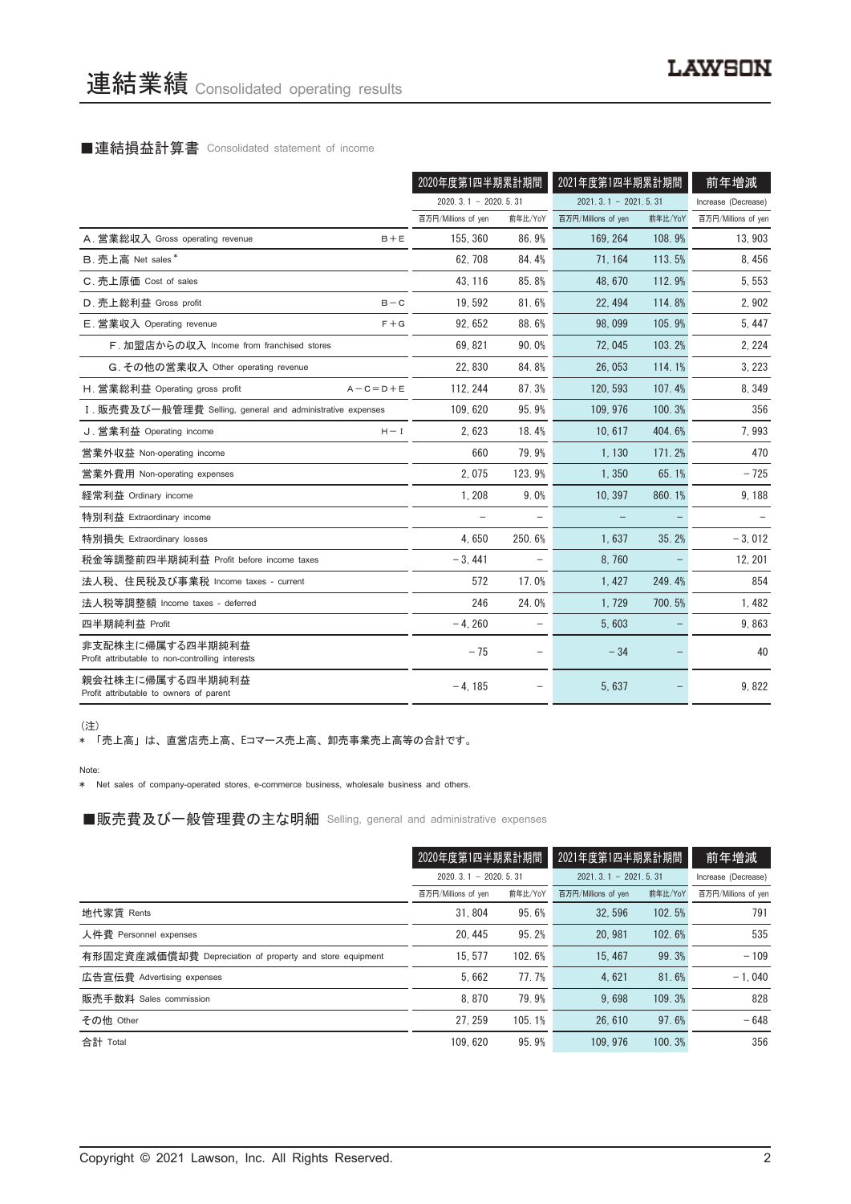# 連結業績 Consolidated operating results

## ■連結損益計算書 Consolidated statement of income

| | | 2020年度第1四半期累計期間 | | 2021年度第1四半期累計期間 | | 前年増減 |
|---|---|---|---|---|---|---|
| | | 2020. 3. 1 － 2020. 5. 31 | | 2021. 3. 1 － 2021. 5. 31 | | Increase (Decrease) |
| | | 百万円/Millions of yen | 前年比/YoY | 百万円/Millions of yen | 前年比/YoY | 百万円/Millions of yen |
| A. 営業総収入 Gross operating revenue | B＋E | 155, 360 | 86. 9% | 169, 264 | 108. 9% | 13, 903 |
| B. 売上高 Net sales * | | 62, 708 | 84. 4% | 71, 164 | 113. 5% | 8, 456 |
| C. 売上原価 Cost of sales | | 43, 116 | 85. 8% | 48, 670 | 112. 9% | 5, 553 |
| D. 売上総利益 Gross profit | B－C | 19, 592 | 81. 6% | 22, 494 | 114. 8% | 2, 902 |
| E. 営業収入 Operating revenue | F＋G | 92, 652 | 88. 6% | 98, 099 | 105. 9% | 5, 447 |
| F. 加盟店からの収入 Income from franchised stores | | 69, 821 | 90. 0% | 72, 045 | 103. 2% | 2, 224 |
| G. その他の営業収入 Other operating revenue | | 22, 830 | 84. 8% | 26, 053 | 114. 1% | 3, 223 |
| H. 営業総利益 Operating gross profit | A－C＝D＋E | 112, 244 | 87. 3% | 120, 593 | 107. 4% | 8, 349 |
| I. 販売費及び一般管理費 Selling, general and administrative expenses | | 109, 620 | 95. 9% | 109, 976 | 100. 3% | 356 |
| J. 営業利益 Operating income | H－I | 2, 623 | 18. 4% | 10, 617 | 404. 6% | 7, 993 |
| 営業外収益 Non-operating income | | 660 | 79. 9% | 1, 130 | 171. 2% | 470 |
| 営業外費用 Non-operating expenses | | 2, 075 | 123. 9% | 1, 350 | 65. 1% | －725 |
| 経常利益 Ordinary income | | 1, 208 | 9. 0% | 10, 397 | 860. 1% | 9, 188 |
| 特別利益 Extraordinary income | | － | － | － | － | － |
| 特別損失 Extraordinary losses | | 4, 650 | 250. 6% | 1, 637 | 35. 2% | －3, 012 |
| 税金等調整前四半期純利益 Profit before income taxes | | －3, 441 | － | 8, 760 | － | 12, 201 |
| 法人税、住民税及び事業税 Income taxes - current | | 572 | 17. 0% | 1, 427 | 249. 4% | 854 |
| 法人税等調整額 Income taxes - deferred | | 246 | 24. 0% | 1, 729 | 700. 5% | 1, 482 |
| 四半期純利益 Profit | | －4, 260 | － | 5, 603 | － | 9, 863 |
| 非支配株主に帰属する四半期純利益 Profit attributable to non-controlling interests | | －75 | － | －34 | － | 40 |
| 親会社株主に帰属する四半期純利益 Profit attributable to owners of parent | | －4, 185 | － | 5, 637 | － | 9, 822 |

(注)
＊ 「売上高」は、直営店売上高、Eコマース売上高、卸売事業売上高等の合計です。

Note:
＊ Net sales of company-operated stores, e-commerce business, wholesale business and others.

## ■販売費及び一般管理費の主な明細 Selling, general and administrative expenses

| | 2020年度第1四半期累計期間 | | 2021年度第1四半期累計期間 | | 前年増減 |
|---|---|---|---|---|---|
| | 2020. 3. 1 － 2020. 5. 31 | | 2021. 3. 1 － 2021. 5. 31 | | Increase (Decrease) |
| | 百万円/Millions of yen | 前年比/YoY | 百万円/Millions of yen | 前年比/YoY | 百万円/Millions of yen |
| 地代家賃 Rents | 31, 804 | 95. 6% | 32, 596 | 102. 5% | 791 |
| 人件費 Personnel expenses | 20, 445 | 95. 2% | 20, 981 | 102. 6% | 535 |
| 有形固定資産減価償却費 Depreciation of property and store equipment | 15, 577 | 102. 6% | 15, 467 | 99. 3% | －109 |
| 広告宣伝費 Advertising expenses | 5, 662 | 77. 7% | 4, 621 | 81. 6% | －1, 040 |
| 販売手数料 Sales commission | 8, 870 | 79. 9% | 9, 698 | 109. 3% | 828 |
| その他 Other | 27, 259 | 105. 1% | 26, 610 | 97. 6% | －648 |
| 合計 Total | 109, 620 | 95. 9% | 109, 976 | 100. 3% | 356 |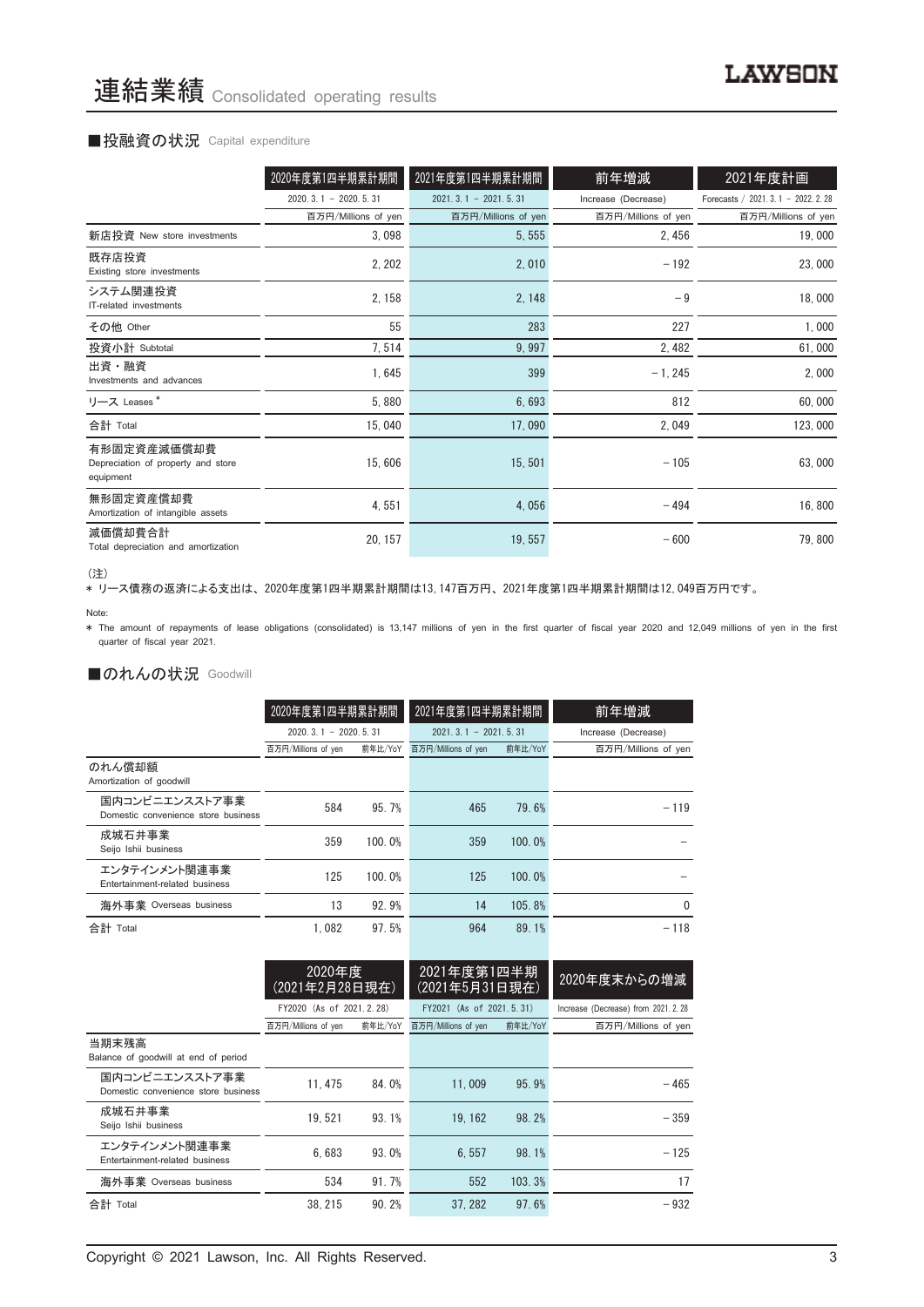# 連結業績 Consolidated operating results

## ■投融資の状況 Capital expenditure

| | 2020年度第1四半期累計期間 | 2021年度第1四半期累計期間 | 前年増減 | 2021年度計画 |
|---|---|---|---|---|
| | 2020. 3. 1 － 2020. 5. 31 | 2021. 3. 1 － 2021. 5. 31 | Increase (Decrease) | Forecasts / 2021. 3. 1 － 2022. 2. 28 |
| | 百万円/Millions of yen | 百万円/Millions of yen | 百万円/Millions of yen | 百万円/Millions of yen |
| 新店投資 New store investments | 3, 098 | 5, 555 | 2, 456 | 19, 000 |
| 既存店投資 Existing store investments | 2, 202 | 2, 010 | －192 | 23, 000 |
| システム関連投資 IT-related investments | 2, 158 | 2, 148 | －9 | 18, 000 |
| その他 Other | 55 | 283 | 227 | 1, 000 |
| 投資小計 Subtotal | 7, 514 | 9, 997 | 2, 482 | 61, 000 |
| 出資・融資 Investments and advances | 1, 645 | 399 | －1, 245 | 2, 000 |
| リース Leases * | 5, 880 | 6, 693 | 812 | 60, 000 |
| 合計 Total | 15, 040 | 17, 090 | 2, 049 | 123, 000 |
| 有形固定資産減価償却費 Depreciation of property and store equipment | 15, 606 | 15, 501 | －105 | 63, 000 |
| 無形固定資産償却費 Amortization of intangible assets | 4, 551 | 4, 056 | －494 | 16, 800 |
| 減価償却費合計 Total depreciation and amortization | 20, 157 | 19, 557 | －600 | 79, 800 |

(注)

* リース債務の返済による支出は、2020年度第1四半期累計期間は13, 147百万円、2021年度第1四半期累計期間は12, 049百万円です。

Note:

* The amount of repayments of lease obligations (consolidated) is 13,147 millions of yen in the first quarter of fiscal year 2020 and 12,049 millions of yen in the first quarter of fiscal year 2021.

## ■のれんの状況 Goodwill

| | 2020年度第1四半期累計期間 | | 2021年度第1四半期累計期間 | | 前年増減 |
|---|---|---|---|---|---|
| | 2020. 3. 1 － 2020. 5. 31 | | 2021. 3. 1 － 2021. 5. 31 | | Increase (Decrease) |
| | 百万円/Millions of yen | 前年比/YoY | 百万円/Millions of yen | 前年比/YoY | 百万円/Millions of yen |
| のれん償却額 Amortization of goodwill | | | | | |
| 国内コンビニエンスストア事業 Domestic convenience store business | 584 | 95. 7% | 465 | 79. 6% | －119 |
| 成城石井事業 Seijo Ishii business | 359 | 100. 0% | 359 | 100. 0% | － |
| エンタテインメント関連事業 Entertainment-related business | 125 | 100. 0% | 125 | 100. 0% | － |
| 海外事業 Overseas business | 13 | 92. 9% | 14 | 105. 8% | 0 |
| 合計 Total | 1, 082 | 97. 5% | 964 | 89. 1% | －118 |

| | 2020年度 (2021年2月28日現在) | | 2021年度第1四半期 (2021年5月31日現在) | | 2020年度末からの増減 |
|---|---|---|---|---|---|
| | FY2020 (As of 2021. 2. 28) | | FY2021 (As of 2021. 5. 31) | | Increase (Decrease) from 2021. 2. 28 |
| | 百万円/Millions of yen | 前年比/YoY | 百万円/Millions of yen | 前年比/YoY | 百万円/Millions of yen |
| 当期末残高 Balance of goodwill at end of period | | | | | |
| 国内コンビニエンスストア事業 Domestic convenience store business | 11, 475 | 84. 0% | 11, 009 | 95. 9% | －465 |
| 成城石井事業 Seijo Ishii business | 19, 521 | 93. 1% | 19, 162 | 98. 2% | －359 |
| エンタテインメント関連事業 Entertainment-related business | 6, 683 | 93. 0% | 6, 557 | 98. 1% | －125 |
| 海外事業 Overseas business | 534 | 91. 7% | 552 | 103. 3% | 17 |
| 合計 Total | 38, 215 | 90. 2% | 37, 282 | 97. 6% | －932 |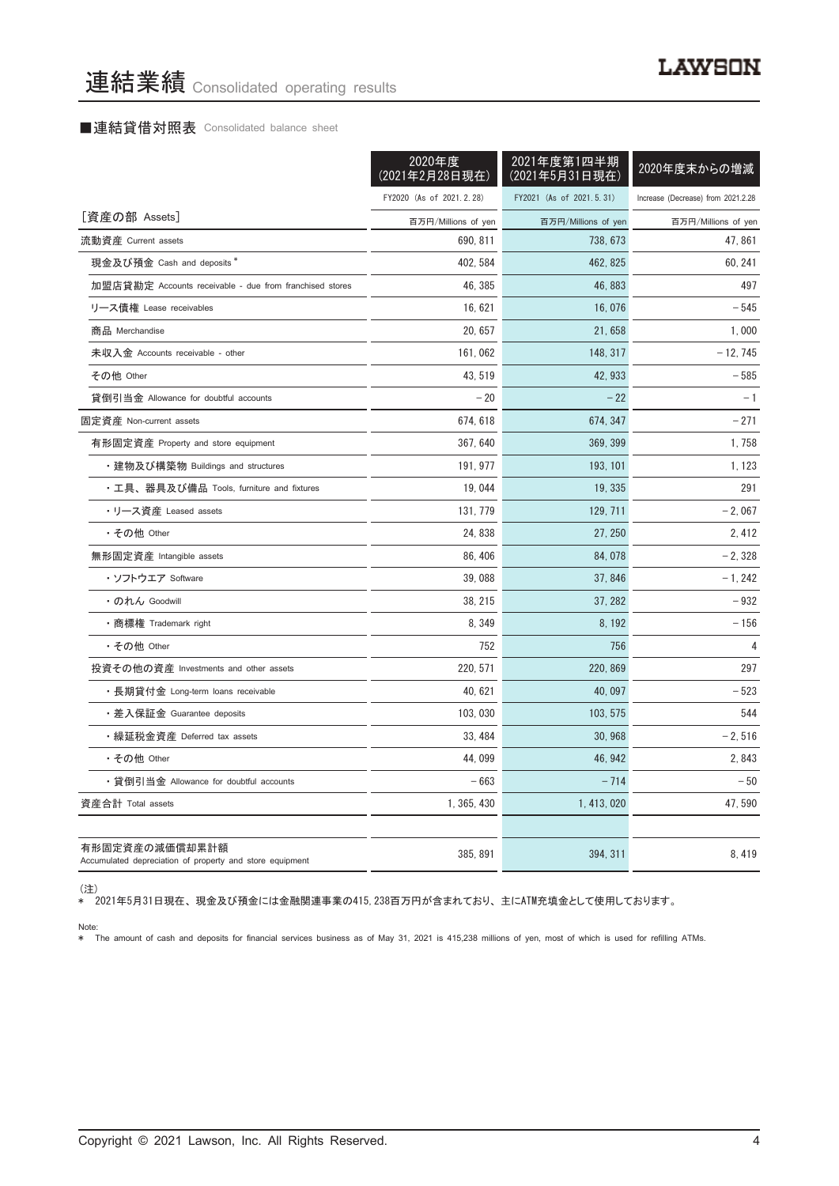# 連結業績 Consolidated operating results

■連結貸借対照表 Consolidated balance sheet

| | 2020年度（2021年2月28日現在） | 2021年度第1四半期（2021年5月31日現在） | 2020年度末からの増減 |
|---|---|---|---|
| | FY2020 (As of 2021.2.28) | FY2021 (As of 2021.5.31) | Increase (Decrease) from 2021.2.28 |
| ［資産の部 Assets］ | 百万円/Millions of yen | 百万円/Millions of yen | 百万円/Millions of yen |
| 流動資産 Current assets | 690,811 | 738,673 | 47,861 |
| 現金及び預金 Cash and deposits * | 402,584 | 462,825 | 60,241 |
| 加盟店貸勘定 Accounts receivable - due from franchised stores | 46,385 | 46,883 | 497 |
| リース債権 Lease receivables | 16,621 | 16,076 | －545 |
| 商品 Merchandise | 20,657 | 21,658 | 1,000 |
| 未収入金 Accounts receivable - other | 161,062 | 148,317 | －12,745 |
| その他 Other | 43,519 | 42,933 | －585 |
| 貸倒引当金 Allowance for doubtful accounts | －20 | －22 | －1 |
| 固定資産 Non-current assets | 674,618 | 674,347 | －271 |
| 有形固定資産 Property and store equipment | 367,640 | 369,399 | 1,758 |
| ・建物及び構築物 Buildings and structures | 191,977 | 193,101 | 1,123 |
| ・工具、器具及び備品 Tools, furniture and fixtures | 19,044 | 19,335 | 291 |
| ・リース資産 Leased assets | 131,779 | 129,711 | －2,067 |
| ・その他 Other | 24,838 | 27,250 | 2,412 |
| 無形固定資産 Intangible assets | 86,406 | 84,078 | －2,328 |
| ・ソフトウエア Software | 39,088 | 37,846 | －1,242 |
| ・のれん Goodwill | 38,215 | 37,282 | －932 |
| ・商標権 Trademark right | 8,349 | 8,192 | －156 |
| ・その他 Other | 752 | 756 | 4 |
| 投資その他の資産 Investments and other assets | 220,571 | 220,869 | 297 |
| ・長期貸付金 Long-term loans receivable | 40,621 | 40,097 | －523 |
| ・差入保証金 Guarantee deposits | 103,030 | 103,575 | 544 |
| ・繰延税金資産 Deferred tax assets | 33,484 | 30,968 | －2,516 |
| ・その他 Other | 44,099 | 46,942 | 2,843 |
| ・貸倒引当金 Allowance for doubtful accounts | －663 | －714 | －50 |
| 資産合計 Total assets | 1,365,430 | 1,413,020 | 47,590 |
| | | | |
| 有形固定資産の減価償却累計額 Accumulated depreciation of property and store equipment | 385,891 | 394,311 | 8,419 |

（注）
＊ 2021年5月31日現在、現金及び預金には金融関連事業の415,238百万円が含まれており、主にATM充填金として使用しております。

Note:
＊ The amount of cash and deposits for financial services business as of May 31, 2021 is 415,238 millions of yen, most of which is used for refilling ATMs.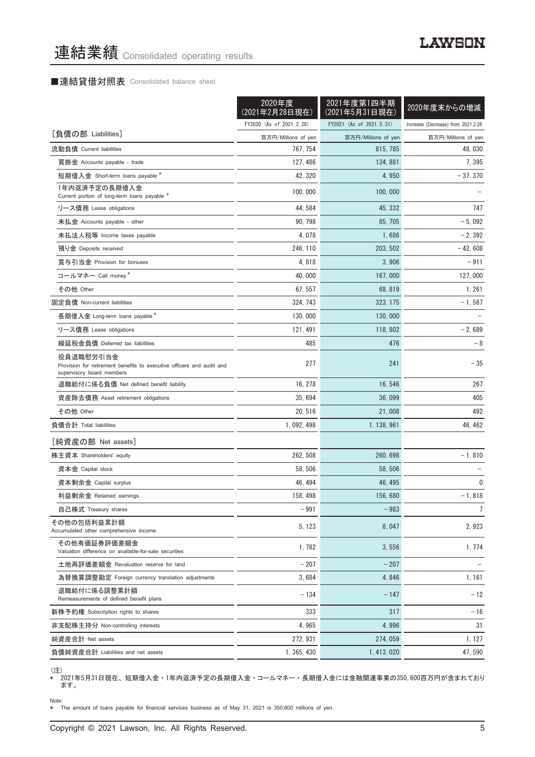# 連結業績 Consolidated operating results

## ■連結貸借対照表 Consolidated balance sheet

| | 2020年度（2021年2月28日現在） | 2021年度第1四半期（2021年5月31日現在） | 2020年度末からの増減 |
|---|---|---|---|
| | FY2020 (As of 2021.2.28) | FY2021 (As of 2021.5.31) | Increase (Decrease) from 2021.2.28 |
| ［負債の部 Liabilities］ | 百万円/Millions of yen | 百万円/Millions of yen | 百万円/Millions of yen |
| 流動負債 Current liabilities | 767,754 | 815,785 | 48,030 |
| 買掛金 Accounts payable - trade | 127,486 | 134,881 | 7,395 |
| 短期借入金 Short-term loans payable * | 42,320 | 4,950 | −37,370 |
| 1年内返済予定の長期借入金 Current portion of long-term loans payable * | 100,000 | 100,000 | − |
| リース債務 Lease obligations | 44,584 | 45,332 | 747 |
| 未払金 Accounts payable - other | 90,798 | 85,705 | −5,092 |
| 未払法人税等 Income taxes payable | 4,078 | 1,686 | −2,392 |
| 預り金 Deposits received | 246,110 | 203,502 | −42,608 |
| 賞与引当金 Provision for bonuses | 4,818 | 3,906 | −911 |
| コールマネー Call money * | 40,000 | 167,000 | 127,000 |
| その他 Other | 67,557 | 68,819 | 1,261 |
| 固定負債 Non-current liabilities | 324,743 | 323,175 | −1,567 |
| 長期借入金 Long-term loans payable * | 130,000 | 130,000 | − |
| リース債務 Lease obligations | 121,491 | 118,802 | −2,689 |
| 繰延税金負債 Deferred tax liabilities | 485 | 476 | −8 |
| 役員退職慰労引当金 Provision for retirement benefits to executive officers and audit and supervisory board members | 277 | 241 | −35 |
| 退職給付に係る負債 Net defined benefit liability | 16,278 | 16,546 | 267 |
| 資産除去債務 Asset retirement obligations | 35,694 | 36,099 | 405 |
| その他 Other | 20,516 | 21,008 | 492 |
| 負債合計 Total liabilities | 1,092,498 | 1,138,961 | 46,462 |
| ［純資産の部 Net assets］ | | | |
| 株主資本 Shareholders' equity | 262,508 | 260,698 | −1,810 |
| 資本金 Capital stock | 58,506 | 58,506 | − |
| 資本剰余金 Capital surplus | 46,494 | 46,495 | 0 |
| 利益剰余金 Retained earnings | 158,498 | 156,680 | −1,818 |
| 自己株式 Treasury shares | −991 | −983 | 7 |
| その他の包括利益累計額 Accumulated other comprehensive income | 5,123 | 8,047 | 2,923 |
| その他有価証券評価差額金 Valuation difference on available-for-sale securities | 1,782 | 3,556 | 1,774 |
| 土地再評価差額金 Revaluation reserve for land | −207 | −207 | − |
| 為替換算調整勘定 Foreign currency translation adjustments | 3,684 | 4,846 | 1,161 |
| 退職給付に係る調整累計額 Remeasurements of defined benefit plans | −134 | −147 | −12 |
| 新株予約権 Subscription rights to shares | 333 | 317 | −16 |
| 非支配株主持分 Non-controlling interests | 4,965 | 4,996 | 31 |
| 純資産合計 Net assets | 272,931 | 274,059 | 1,127 |
| 負債純資産合計 Liabilities and net assets | 1,365,430 | 1,413,020 | 47,590 |

（注）
* 2021年5月31日現在、短期借入金・1年内返済予定の長期借入金・コールマネー・長期借入金には金融関連事業の350,600百万円が含まれております。

Note:
* The amount of loans payable for financial services business as of May 31, 2021 is 350,600 millions of yen.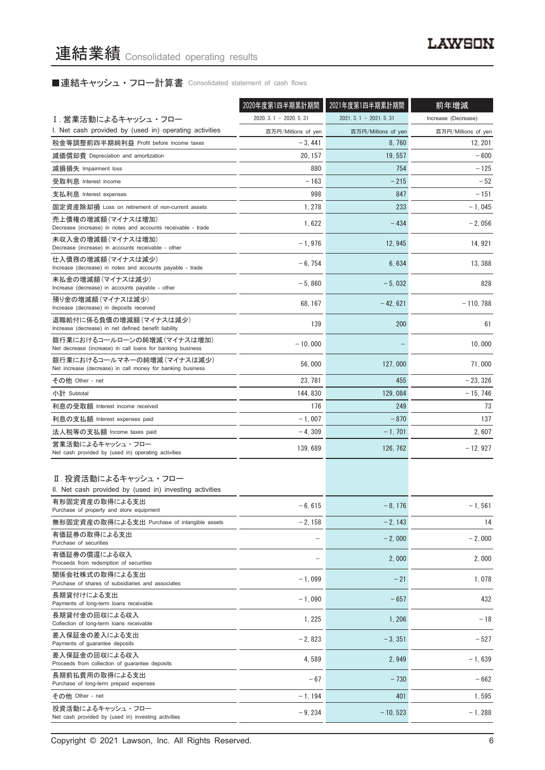# 連結業績 Consolidated operating results

## ■連結キャッシュ・フロー計算書 Consolidated statement of cash flows

| | 2020年度第1四半期累計期間 | 2021年度第1四半期累計期間 | 前年増減 |
|---|---|---|---|
| Ⅰ. 営業活動によるキャッシュ・フロー | 2020. 3. 1 – 2020. 5. 31 | 2021. 3. 1 – 2021. 5. 31 | Increase (Decrease) |
| I. Net cash provided by (used in) operating activities | 百万円/Millions of yen | 百万円/Millions of yen | 百万円/Millions of yen |
| 税金等調整前四半期純利益 Profit before income taxes | –3, 441 | 8, 760 | 12, 201 |
| 減価償却費 Depreciation and amortization | 20, 157 | 19, 557 | –600 |
| 減損損失 Impairment loss | 880 | 754 | –125 |
| 受取利息 Interest income | –163 | –215 | –52 |
| 支払利息 Interest expenses | 998 | 847 | –151 |
| 固定資産除却損 Loss on retirement of non-current assets | 1, 278 | 233 | –1, 045 |
| 売上債権の増減額(マイナスは増加) Decrease (increase) in notes and accounts receivable - trade | 1, 622 | –434 | –2, 056 |
| 未収入金の増減額(マイナスは増加) Decrease (increase) in accounts receivable - other | –1, 976 | 12, 945 | 14, 921 |
| 仕入債務の増減額(マイナスは減少) Increase (decrease) in notes and accounts payable - trade | –6, 754 | 6, 634 | 13, 388 |
| 未払金の増減額(マイナスは減少) Increase (decrease) in accounts payable - other | –5, 860 | –5, 032 | 828 |
| 預り金の増減額(マイナスは減少) Increase (decrease) in deposits received | 68, 167 | –42, 621 | –110, 788 |
| 退職給付に係る負債の増減額(マイナスは減少) Increase (decrease) in net defined benefit liability | 139 | 200 | 61 |
| 銀行業におけるコールローンの純増減(マイナスは増加) Net decrease (increase) in call loans for banking business | –10, 000 | – | 10, 000 |
| 銀行業におけるコールマネーの純増減(マイナスは減少) Net increase (decrease) in call money for banking business | 56, 000 | 127, 000 | 71, 000 |
| その他 Other - net | 23, 781 | 455 | –23, 326 |
| 小計 Subtotal | 144, 830 | 129, 084 | –15, 746 |
| 利息の受取額 Interest income received | 176 | 249 | 73 |
| 利息の支払額 Interest expenses paid | –1, 007 | –870 | 137 |
| 法人税等の支払額 Income taxes paid | –4, 309 | –1, 701 | 2, 607 |
| 営業活動によるキャッシュ・フロー Net cash provided by (used in) operating activities | 139, 689 | 126, 762 | –12, 927 |
| | | | |
| Ⅱ. 投資活動によるキャッシュ・フロー II. Net cash provided by (used in) investing activities | | | |
| 有形固定資産の取得による支出 Purchase of property and store equipment | –6, 615 | –8, 176 | –1, 561 |
| 無形固定資産の取得による支出 Purchase of intangible assets | –2, 158 | –2, 143 | 14 |
| 有価証券の取得による支出 Purchase of securities | – | –2, 000 | –2, 000 |
| 有価証券の償還による収入 Proceeds from redemption of securities | – | 2, 000 | 2, 000 |
| 関係会社株式の取得による支出 Purchase of shares of subsidiaries and associates | –1, 099 | –21 | 1, 078 |
| 長期貸付けによる支出 Payments of long-term loans receivable | –1, 090 | –657 | 432 |
| 長期貸付金の回収による収入 Collection of long-term loans receivable | 1, 225 | 1, 206 | –18 |
| 差入保証金の差入による支出 Payments of guarantee deposits | –2, 823 | –3, 351 | –527 |
| 差入保証金の回収による収入 Proceeds from collection of guarantee deposits | 4, 589 | 2, 949 | –1, 639 |
| 長期前払費用の取得による支出 Purchase of long-term prepaid expenses | –67 | –730 | –662 |
| その他 Other - net | –1, 194 | 401 | 1, 595 |
| 投資活動によるキャッシュ・フロー Net cash provided by (used in) investing activities | –9, 234 | –10, 523 | –1, 288 |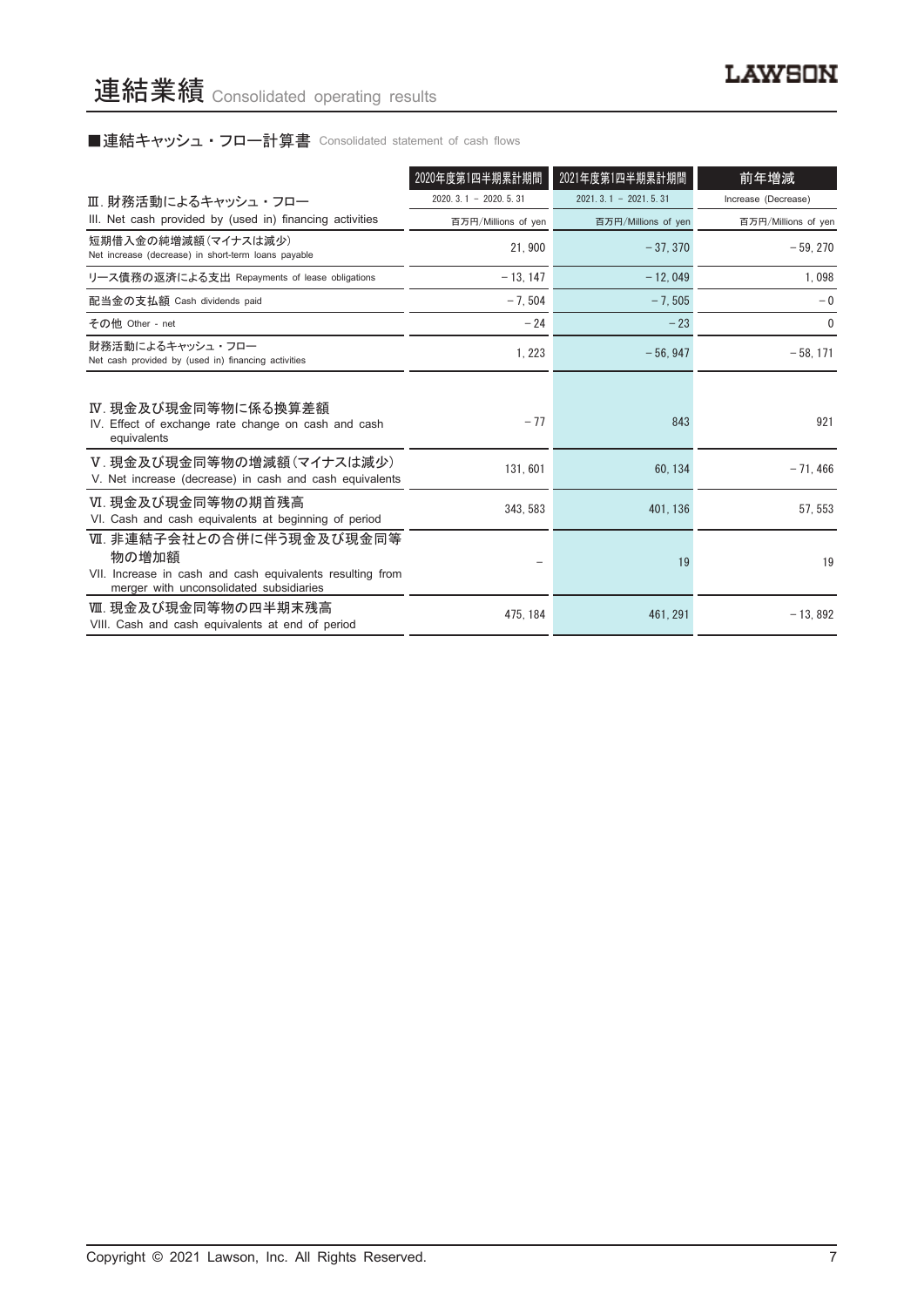# 連結業績 Consolidated operating results

## ■連結キャッシュ・フロー計算書 Consolidated statement of cash flows

| | 2020年度第1四半期累計期間 | 2021年度第1四半期累計期間 | 前年増減 |
|---|---|---|---|
| Ⅲ. 財務活動によるキャッシュ・フロー<br>III. Net cash provided by (used in) financing activities | 2020. 3. 1 － 2020. 5. 31<br>百万円/Millions of yen | 2021. 3. 1 － 2021. 5. 31<br>百万円/Millions of yen | Increase (Decrease)<br>百万円/Millions of yen |
| 短期借入金の純増減額（マイナスは減少）<br>Net increase (decrease) in short-term loans payable | 21, 900 | －37, 370 | －59, 270 |
| リース債務の返済による支出 Repayments of lease obligations | －13, 147 | －12, 049 | 1, 098 |
| 配当金の支払額 Cash dividends paid | －7, 504 | －7, 505 | －0 |
| その他 Other - net | －24 | －23 | 0 |
| 財務活動によるキャッシュ・フロー<br>Net cash provided by (used in) financing activities | 1, 223 | －56, 947 | －58, 171 |
| Ⅳ. 現金及び現金同等物に係る換算差額<br>IV. Effect of exchange rate change on cash and cash equivalents | －77 | 843 | 921 |
| Ⅴ. 現金及び現金同等物の増減額（マイナスは減少）<br>V. Net increase (decrease) in cash and cash equivalents | 131, 601 | 60, 134 | －71, 466 |
| Ⅵ. 現金及び現金同等物の期首残高<br>VI. Cash and cash equivalents at beginning of period | 343, 583 | 401, 136 | 57, 553 |
| Ⅶ. 非連結子会社との合併に伴う現金及び現金同等物の増加額<br>VII. Increase in cash and cash equivalents resulting from merger with unconsolidated subsidiaries | － | 19 | 19 |
| Ⅷ. 現金及び現金同等物の四半期末残高<br>VIII. Cash and cash equivalents at end of period | 475, 184 | 461, 291 | －13, 892 |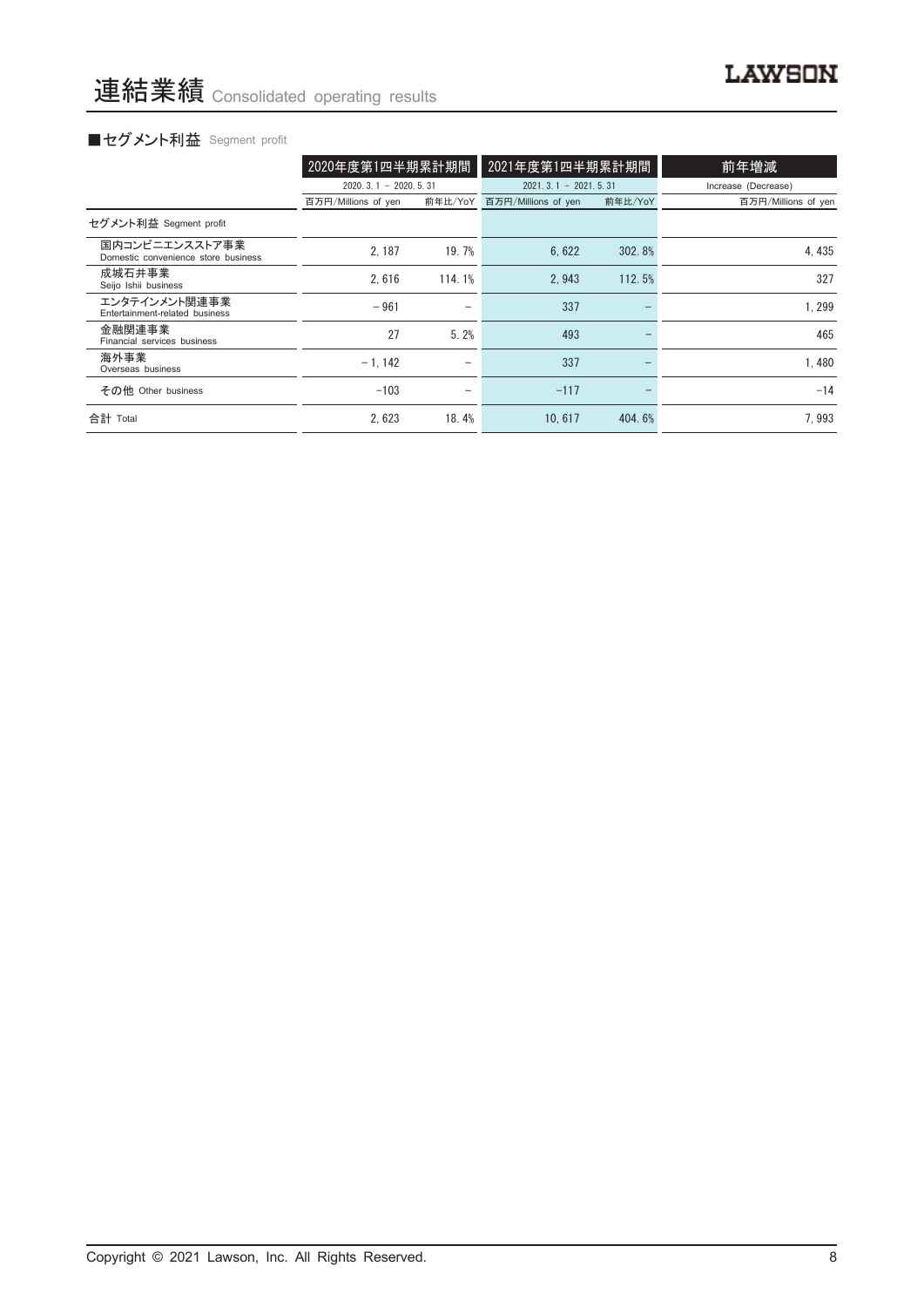# 連結業績 Consolidated operating results

■セグメント利益 Segment profit

| | 2020年度第1四半期累計期間 | | 2021年度第1四半期累計期間 | | 前年増減 |
|---|---|---|---|---|---|
| | 2020. 3. 1 － 2020. 5. 31 | | 2021. 3. 1 － 2021. 5. 31 | | Increase (Decrease) |
| | 百万円/Millions of yen | 前年比/YoY | 百万円/Millions of yen | 前年比/YoY | 百万円/Millions of yen |
| セグメント利益 Segment profit | | | | | |
| 国内コンビニエンスストア事業 Domestic convenience store business | 2, 187 | 19. 7% | 6, 622 | 302. 8% | 4, 435 |
| 成城石井事業 Seijo Ishii business | 2, 616 | 114. 1% | 2, 943 | 112. 5% | 327 |
| エンタテインメント関連事業 Entertainment-related business | －961 | － | 337 | － | 1, 299 |
| 金融関連事業 Financial services business | 27 | 5. 2% | 493 | － | 465 |
| 海外事業 Overseas business | －1, 142 | － | 337 | － | 1, 480 |
| その他 Other business | −103 | － | −117 | － | −14 |
| 合計 Total | 2, 623 | 18. 4% | 10, 617 | 404. 6% | 7, 993 |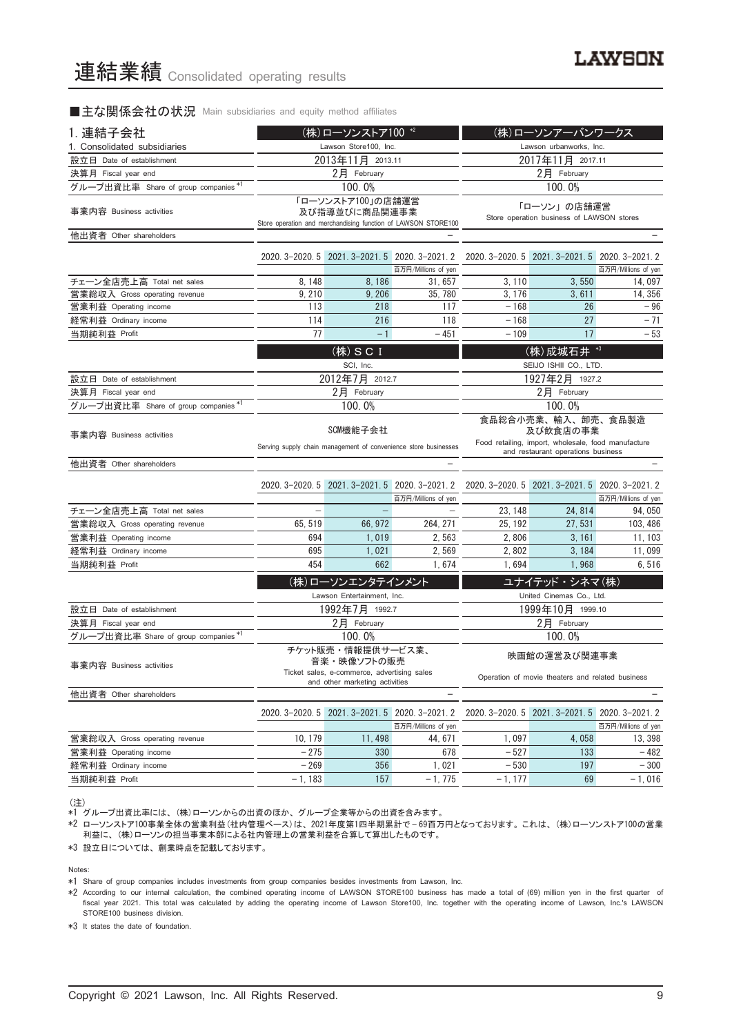# 連結業績 Consolidated operating results

## ■主な関係会社の状況 Main subsidiaries and equity method affiliates

| 1. 連結子会社<br>1. Consolidated subsidiaries | (株)ローソンストア100 *2<br>Lawson Store100, Inc. | | | (株)ローソンアーバンワークス<br>Lawson urbanworks, Inc. | | |
|---|---|---|---|---|---|---|
| 設立日 Date of establishment | 2013年11月 2013.11 | | | 2017年11月 2017.11 | | |
| 決算月 Fiscal year end | 2月 February | | | 2月 February | | |
| グループ出資比率 Share of group companies *1 | 100.0% | | | 100.0% | | |
| 事業内容 Business activities | 「ローソンストア100」の店舗運営及び指導並びに商品関連事業<br>Store operation and merchandising function of LAWSON STORE100 | | | 「ローソン」の店舗運営<br>Store operation business of LAWSON stores | | |
| 他出資者 Other shareholders | − | | | − | | |
| | 2020.3-2020.5 | 2021.3-2021.5 | 2020.3-2021.2<br>百万円/Millions of yen | 2020.3-2020.5 | 2021.3-2021.5 | 2020.3-2021.2<br>百万円/Millions of yen |
| チェーン全店売上高 Total net sales | 8,148 | 8,186 | 31,657 | 3,110 | 3,550 | 14,097 |
| 営業総収入 Gross operating revenue | 9,210 | 9,206 | 35,780 | 3,176 | 3,611 | 14,356 |
| 営業利益 Operating income | 113 | 218 | 117 | −168 | 26 | −96 |
| 経常利益 Ordinary income | 114 | 216 | 118 | −168 | 27 | −71 |
| 当期純利益 Profit | 77 | −1 | −451 | −109 | 17 | −53 |

| | (株)ＳＣＩ<br>SCI, Inc. | | | (株)成城石井 *3<br>SEIJO ISHII CO., LTD. | | |
|---|---|---|---|---|---|---|
| 設立日 Date of establishment | 2012年7月 2012.7 | | | 1927年2月 1927.2 | | |
| 決算月 Fiscal year end | 2月 February | | | 2月 February | | |
| グループ出資比率 Share of group companies *1 | 100.0% | | | 100.0% | | |
| 事業内容 Business activities | SCM機能子会社<br>Serving supply chain management of convenience store businesses | | | 食品総合小売業、輸入、卸売、食品製造及び飲食店の事業<br>Food retailing, import, wholesale, food manufacture and restaurant operations business | | |
| 他出資者 Other shareholders | − | | | − | | |
| | 2020.3-2020.5 | 2021.3-2021.5 | 2020.3-2021.2<br>百万円/Millions of yen | 2020.3-2020.5 | 2021.3-2021.5 | 2020.3-2021.2<br>百万円/Millions of yen |
| チェーン全店売上高 Total net sales | − | − | − | 23,148 | 24,814 | 94,050 |
| 営業総収入 Gross operating revenue | 65,519 | 66,972 | 264,271 | 25,192 | 27,531 | 103,486 |
| 営業利益 Operating income | 694 | 1,019 | 2,563 | 2,806 | 3,161 | 11,103 |
| 経常利益 Ordinary income | 695 | 1,021 | 2,569 | 2,802 | 3,184 | 11,099 |
| 当期純利益 Profit | 454 | 662 | 1,674 | 1,694 | 1,968 | 6,516 |

| | (株)ローソンエンタテインメント<br>Lawson Entertainment, Inc. | | | ユナイテッド・シネマ(株)<br>United Cinemas Co., Ltd. | | |
|---|---|---|---|---|---|---|
| 設立日 Date of establishment | 1992年7月 1992.7 | | | 1999年10月 1999.10 | | |
| 決算月 Fiscal year end | 2月 February | | | 2月 February | | |
| グループ出資比率 Share of group companies *1 | 100.0% | | | 100.0% | | |
| 事業内容 Business activities | チケット販売・情報提供サービス業、音楽・映像ソフトの販売<br>Ticket sales, e-commerce, advertising sales and other marketing activities | | | 映画館の運営及び関連事業<br>Operation of movie theaters and related business | | |
| 他出資者 Other shareholders | − | | | − | | |
| | 2020.3-2020.5 | 2021.3-2021.5 | 2020.3-2021.2<br>百万円/Millions of yen | 2020.3-2020.5 | 2021.3-2021.5 | 2020.3-2021.2<br>百万円/Millions of yen |
| 営業総収入 Gross operating revenue | 10,179 | 11,498 | 44,671 | 1,097 | 4,058 | 13,398 |
| 営業利益 Operating income | −275 | 330 | 678 | −527 | 133 | −482 |
| 経常利益 Ordinary income | −269 | 356 | 1,021 | −530 | 197 | −300 |
| 当期純利益 Profit | −1,183 | 157 | −1,775 | −1,177 | 69 | −1,016 |

(注)

*1 グループ出資比率には、(株)ローソンからの出資のほか、グループ企業等からの出資を含みます。

*2 ローソンストア100事業全体の営業利益(社内管理ベース)は、2021年度第1四半期累計で－69百万円となっております。これは、(株)ローソンストア100の営業利益に、(株)ローソンの担当事業本部による社内管理上の営業利益を合算して算出したものです。

*3 設立日については、創業時点を記載しております。

Notes:

*1 Share of group companies includes investments from group companies besides investments from Lawson, Inc.

*2 According to our internal calculation, the combined operating income of LAWSON STORE100 business has made a total of (69) million yen in the first quarter of fiscal year 2021. This total was calculated by adding the operating income of Lawson Store100, Inc. together with the operating income of Lawson, Inc.'s LAWSON STORE100 business division.

*3 It states the date of foundation.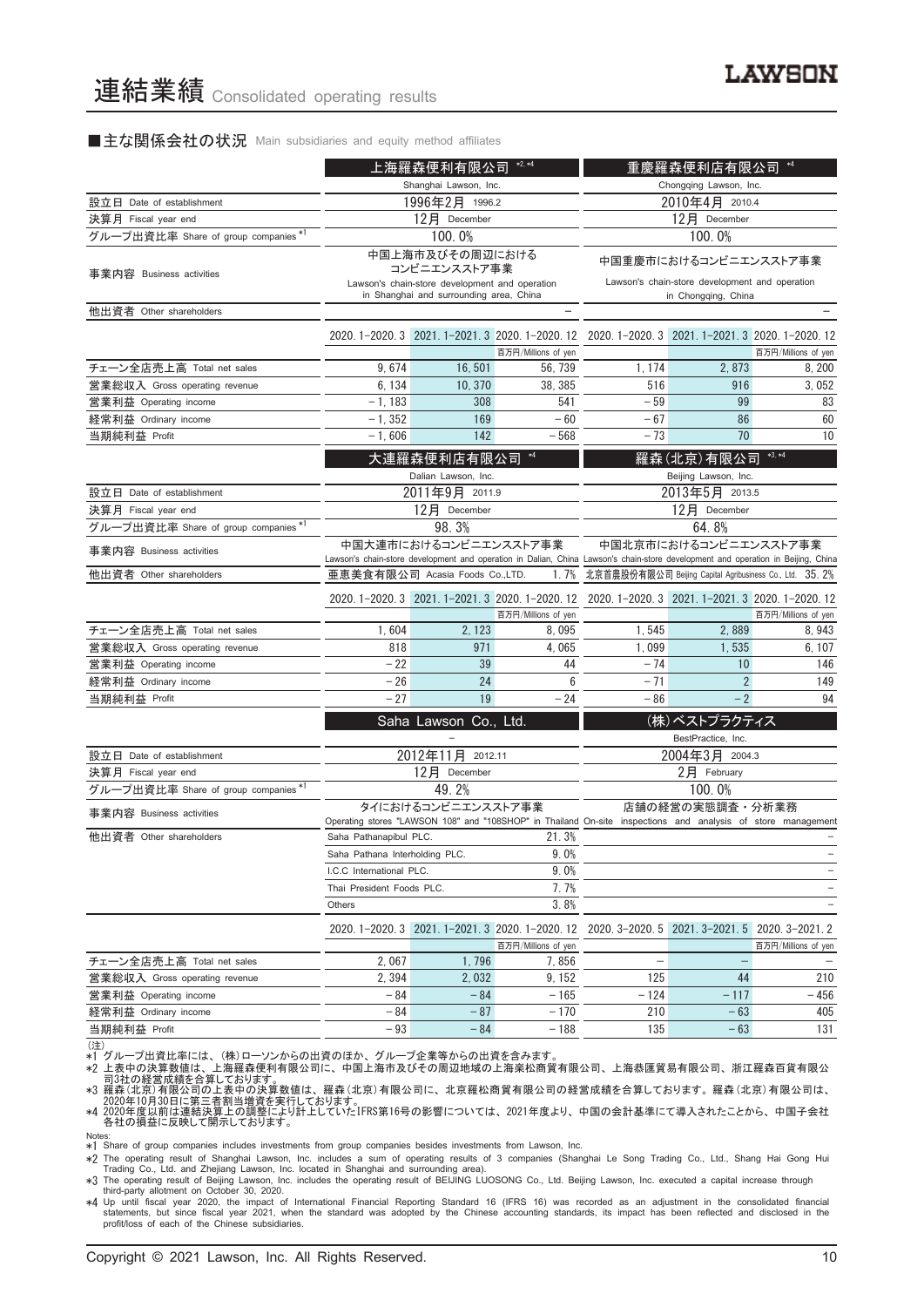# 連結業績 Consolidated operating results

## ■主な関係会社の状況 Main subsidiaries and equity method affiliates

| | 上海羅森便利有限公司 *2, *4 | | | 重慶羅森便利店有限公司 *4 | | |
|---|---|---|---|---|---|---|
| | Shanghai Lawson, Inc. | | | Chongqing Lawson, Inc. | | |
| 設立日 Date of establishment | 1996年2月 1996.2 | | | 2010年4月 2010.4 | | |
| 決算月 Fiscal year end | 12月 December | | | 12月 December | | |
| グループ出資比率 Share of group companies *1 | 100.0% | | | 100.0% | | |
| 事業内容 Business activities | 中国上海市及びその周辺における コンビニエンスストア事業 Lawson's chain-store development and operation in Shanghai and surrounding area, China | | | 中国重慶市におけるコンビニエンスストア事業 Lawson's chain-store development and operation in Chongqing, China | | |
| 他出資者 Other shareholders | − | | | − | | |
| | 2020. 1-2020. 3 | 2021. 1-2021. 3 | 2020. 1-2020. 12 | 2020. 1-2020. 3 | 2021. 1-2021. 3 | 2020. 1-2020. 12 |
| | | | 百万円/Millions of yen | | | 百万円/Millions of yen |
| チェーン全店売上高 Total net sales | 9,674 | 16,501 | 56,739 | 1,174 | 2,873 | 8,200 |
| 営業総収入 Gross operating revenue | 6,134 | 10,370 | 38,385 | 516 | 916 | 3,052 |
| 営業利益 Operating income | −1,183 | 308 | 541 | −59 | 99 | 83 |
| 経常利益 Ordinary income | −1,352 | 169 | −60 | −67 | 86 | 60 |
| 当期純利益 Profit | −1,606 | 142 | −568 | −73 | 70 | 10 |

| | 大連羅森便利店有限公司 *4 | | | 羅森(北京)有限公司 *3, *4 | | |
|---|---|---|---|---|---|---|
| | Dalian Lawson, Inc. | | | Beijing Lawson, Inc. | | |
| 設立日 Date of establishment | 2011年9月 2011.9 | | | 2013年5月 2013.5 | | |
| 決算月 Fiscal year end | 12月 December | | | 12月 December | | |
| グループ出資比率 Share of group companies *1 | 98.3% | | | 64.8% | | |
| 事業内容 Business activities | 中国大連市におけるコンビニエンスストア事業 Lawson's chain-store development and operation in Dalian, China | | | 中国北京市におけるコンビニエンスストア事業 Lawson's chain-store development and operation in Beijing, China | | |
| 他出資者 Other shareholders | 亜恵美食有限公司 Acasia Foods Co.,LTD. 1.7% | | | 北京首農股份有限公司 Beijing Capital Agribusiness Co., Ltd. 35.2% | | |
| | 2020. 1-2020. 3 | 2021. 1-2021. 3 | 2020. 1-2020. 12 | 2020. 1-2020. 3 | 2021. 1-2021. 3 | 2020. 1-2020. 12 |
| | | | 百万円/Millions of yen | | | 百万円/Millions of yen |
| チェーン全店売上高 Total net sales | 1,604 | 2,123 | 8,095 | 1,545 | 2,889 | 8,943 |
| 営業総収入 Gross operating revenue | 818 | 971 | 4,065 | 1,099 | 1,535 | 6,107 |
| 営業利益 Operating income | −22 | 39 | 44 | −74 | 10 | 146 |
| 経常利益 Ordinary income | −26 | 24 | 6 | −71 | 2 | 149 |
| 当期純利益 Profit | −27 | 19 | −24 | −86 | −2 | 94 |

| | Saha Lawson Co., Ltd. | | | (株)ベストプラクティス | | |
|---|---|---|---|---|---|---|
| | − | | | BestPractice, Inc. | | |
| 設立日 Date of establishment | 2012年11月 2012.11 | | | 2004年3月 2004.3 | | |
| 決算月 Fiscal year end | 12月 December | | | 2月 February | | |
| グループ出資比率 Share of group companies *1 | 49.2% | | | 100.0% | | |
| 事業内容 Business activities | タイにおけるコンビニエンスストア事業 Operating stores "LAWSON 108" and "108SHOP" in Thailand | | | 店舗の経営の実態調査・分析業務 On-site inspections and analysis of store management | | |
| 他出資者 Other shareholders | Saha Pathanapibul PLC. 21.3% | | | − | | |
| | Saha Pathana Interholding PLC. 9.0% | | | − | | |
| | I.C.C International PLC. 9.0% | | | − | | |
| | Thai President Foods PLC. 7.7% | | | − | | |
| | Others 3.8% | | | − | | |
| | 2020. 1-2020. 3 | 2021. 1-2021. 3 | 2020. 1-2020. 12 | 2020. 3-2020. 5 | 2021. 3-2021. 5 | 2020. 3-2021. 2 |
| | | | 百万円/Millions of yen | | | 百万円/Millions of yen |
| チェーン全店売上高 Total net sales | 2,067 | 1,796 | 7,856 | − | − | − |
| 営業総収入 Gross operating revenue | 2,394 | 2,032 | 9,152 | 125 | 44 | 210 |
| 営業利益 Operating income | −84 | −84 | −165 | −124 | −117 | −456 |
| 経常利益 Ordinary income | −84 | −87 | −170 | 210 | −63 | 405 |
| 当期純利益 Profit | −93 | −84 | −188 | 135 | −63 | 131 |

(注)
*1 グループ出資比率には、(株)ローソンからの出資のほか、グループ企業等からの出資を含みます。
*2 上表中の決算数値は、上海羅森便利有限公司に、中国上海市及びその周辺地域の上海楽松商貿有限公司、上海恭匯貿易有限公司、浙江羅森百貨有限公司3社の経営成績を合算しております。
*3 羅森(北京)有限公司の上表中の決算数値は、羅森(北京)有限公司に、北京羅松商貿有限公司の経営成績を合算しております。羅森(北京)有限公司は、2020年10月30日に第三者割当増資を実行しております。
*4 2020年度以前は連結決算上の調整により計上していたIFRS第16号の影響については、2021年度より、中国の会計基準にて導入されたことから、中国子会社各社の損益に反映して開示しております。

Notes:
*1 Share of group companies includes investments from group companies besides investments from Lawson, Inc.
*2 The operating result of Shanghai Lawson, Inc. includes a sum of operating results of 3 companies (Shanghai Le Song Trading Co., Ltd., Shang Hai Gong Hui Trading Co., Ltd. and Zhejiang Lawson, Inc. located in Shanghai and surrounding area).
*3 The operating result of Beijing Lawson, Inc. includes the operating result of BEIJING LUOSONG Co., Ltd. Beijing Lawson, Inc. executed a capital increase through third-party allotment on October 30, 2020.
*4 Up until fiscal year 2020, the impact of International Financial Reporting Standard 16 (IFRS 16) was recorded as an adjustment in the consolidated financial statements, but since fiscal year 2021, when the standard was adopted by the Chinese accounting standards, its impact has been reflected and disclosed in the profit/loss of each of the Chinese subsidiaries.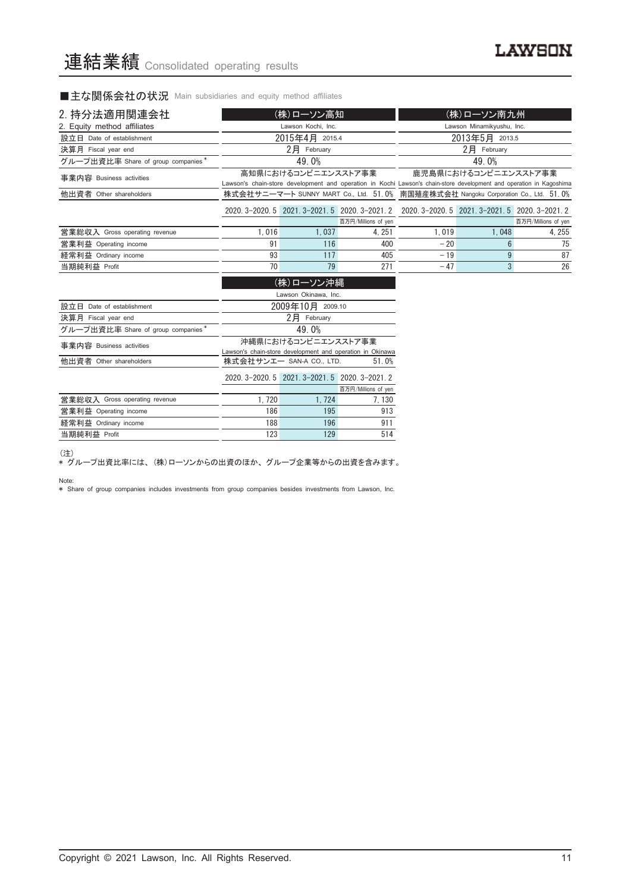# 連結業績 Consolidated operating results

## ■主な関係会社の状況 Main subsidiaries and equity method affiliates

| 2. 持分法適用関連会社<br>2. Equity method affiliates | (株)ローソン高知<br>Lawson Kochi, Inc. | | | (株)ローソン南九州<br>Lawson Minamikyushu, Inc. | | |
|---|---|---|---|---|---|---|
| 設立日 Date of establishment | 2015年4月 2015.4 | | | 2013年5月 2013.5 | | |
| 決算月 Fiscal year end | 2月 February | | | 2月 February | | |
| グループ出資比率 Share of group companies* | 49.0% | | | 49.0% | | |
| 事業内容 Business activities | 高知県におけるコンビニエンスストア事業<br>Lawson's chain-store development and operation in Kochi | | | 鹿児島県におけるコンビニエンスストア事業<br>Lawson's chain-store development and operation in Kagoshima | | |
| 他出資者 Other shareholders | 株式会社サニーマート SUNNY MART Co., Ltd. 51.0% | | | 南国殖産株式会社 Nangoku Corporation Co., Ltd. 51.0% | | |
| | 2020.3–2020.5 | 2021.3–2021.5 | 2020.3–2021.2<br>百万円/Millions of yen | 2020.3–2020.5 | 2021.3–2021.5 | 2020.3–2021.2<br>百万円/Millions of yen |
| 営業総収入 Gross operating revenue | 1,016 | 1,037 | 4,251 | 1,019 | 1,048 | 4,255 |
| 営業利益 Operating income | 91 | 116 | 400 | −20 | 6 | 75 |
| 経常利益 Ordinary income | 93 | 117 | 405 | −19 | 9 | 87 |
| 当期純利益 Profit | 70 | 79 | 271 | −47 | 3 | 26 |

| | (株)ローソン沖縄<br>Lawson Okinawa, Inc. | | |
|---|---|---|---|
| 設立日 Date of establishment | 2009年10月 2009.10 | | |
| 決算月 Fiscal year end | 2月 February | | |
| グループ出資比率 Share of group companies* | 49.0% | | |
| 事業内容 Business activities | 沖縄県におけるコンビニエンスストア事業<br>Lawson's chain-store development and operation in Okinawa | | |
| 他出資者 Other shareholders | 株式会社サンエー SAN-A CO., LTD. 51.0% | | |
| | 2020.3–2020.5 | 2021.3–2021.5 | 2020.3–2021.2<br>百万円/Millions of yen |
| 営業総収入 Gross operating revenue | 1,720 | 1,724 | 7,130 |
| 営業利益 Operating income | 186 | 195 | 913 |
| 経常利益 Ordinary income | 188 | 196 | 911 |
| 当期純利益 Profit | 123 | 129 | 514 |

(注)
* グループ出資比率には、(株)ローソンからの出資のほか、グループ企業等からの出資を含みます。

Note:
* Share of group companies includes investments from group companies besides investments from Lawson, Inc.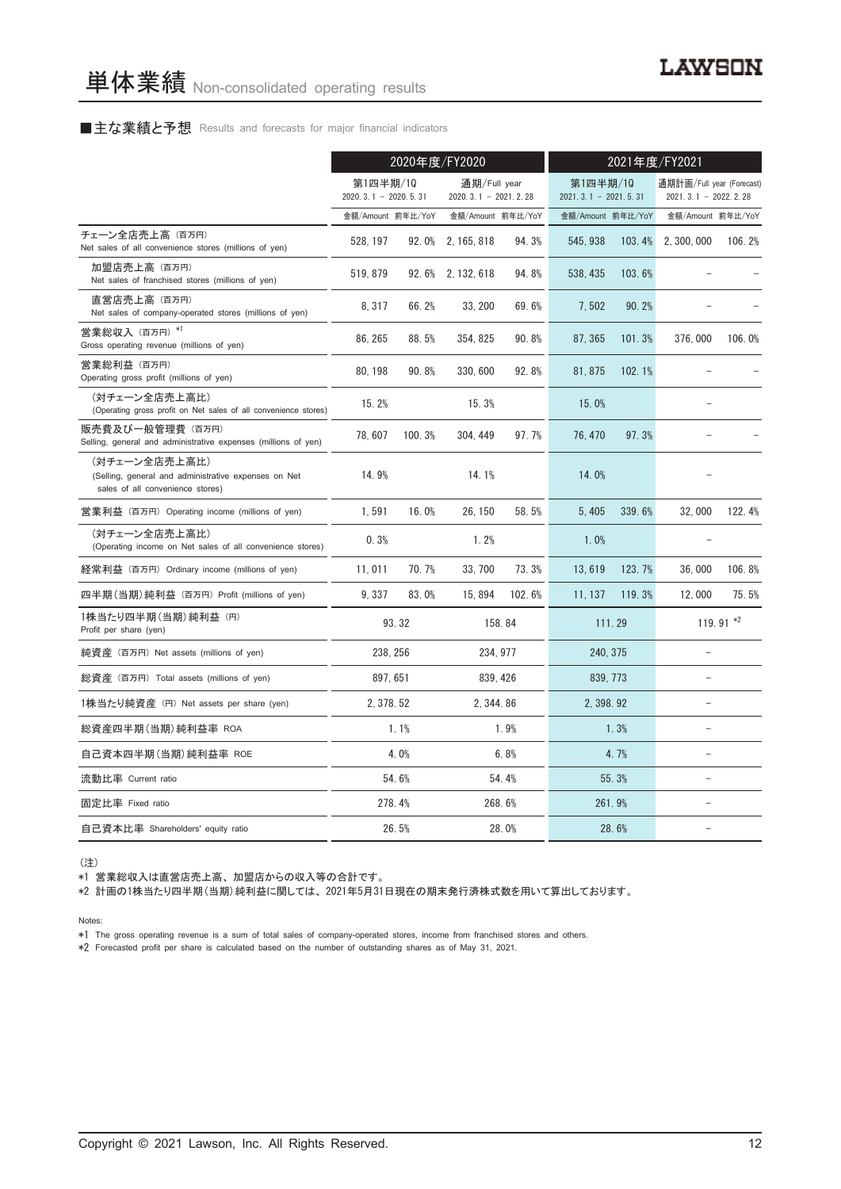# 単体業績 Non-consolidated operating results

## ■主な業績と予想 Results and forecasts for major financial indicators

| | 2020年度/FY2020 | | | | 2021年度/FY2021 | | | |
|---|---|---|---|---|---|---|---|---|
| | 第1四半期/1Q 2020. 3. 1 – 2020. 5. 31 | | 通期/Full year 2020. 3. 1 – 2021. 2. 28 | | 第1四半期/1Q 2021. 3. 1 – 2021. 5. 31 | | 通期計画/Full year (Forecast) 2021. 3. 1 – 2022. 2. 28 | |
| | 金額/Amount | 前年比/YoY | 金額/Amount | 前年比/YoY | 金額/Amount | 前年比/YoY | 金額/Amount | 前年比/YoY |
| チェーン全店売上高 (百万円) Net sales of all convenience stores (millions of yen) | 528, 197 | 92. 0% | 2, 165, 818 | 94. 3% | 545, 938 | 103. 4% | 2, 300, 000 | 106. 2% |
| 加盟店売上高 (百万円) Net sales of franchised stores (millions of yen) | 519, 879 | 92. 6% | 2, 132, 618 | 94. 8% | 538, 435 | 103. 6% | – | – |
| 直営店売上高 (百万円) Net sales of company-operated stores (millions of yen) | 8, 317 | 66. 2% | 33, 200 | 69. 6% | 7, 502 | 90. 2% | – | – |
| 営業総収入 (百万円) *1 Gross operating revenue (millions of yen) | 86, 265 | 88. 5% | 354, 825 | 90. 8% | 87, 365 | 101. 3% | 376, 000 | 106. 0% |
| 営業総利益 (百万円) Operating gross profit (millions of yen) | 80, 198 | 90. 8% | 330, 600 | 92. 8% | 81, 875 | 102. 1% | – | – |
| (対チェーン全店売上高比) (Operating gross profit on Net sales of all convenience stores) | 15. 2% | | 15. 3% | | 15. 0% | | – | |
| 販売費及び一般管理費 (百万円) Selling, general and administrative expenses (millions of yen) | 78, 607 | 100. 3% | 304, 449 | 97. 7% | 76, 470 | 97. 3% | – | – |
| (対チェーン全店売上高比) (Selling, general and administrative expenses on Net sales of all convenience stores) | 14. 9% | | 14. 1% | | 14. 0% | | – | |
| 営業利益 (百万円) Operating income (millions of yen) | 1, 591 | 16. 0% | 26, 150 | 58. 5% | 5, 405 | 339. 6% | 32, 000 | 122. 4% |
| (対チェーン全店売上高比) (Operating income on Net sales of all convenience stores) | 0. 3% | | 1. 2% | | 1. 0% | | – | |
| 経常利益 (百万円) Ordinary income (millions of yen) | 11, 011 | 70. 7% | 33, 700 | 73. 3% | 13, 619 | 123. 7% | 36, 000 | 106. 8% |
| 四半期(当期)純利益 (百万円) Profit (millions of yen) | 9, 337 | 83. 0% | 15, 894 | 102. 6% | 11, 137 | 119. 3% | 12, 000 | 75. 5% |
| 1株当たり四半期(当期)純利益 (円) Profit per share (yen) | 93. 32 | | 158. 84 | | 111. 29 | | 119. 91 *2 | |
| 純資産 (百万円) Net assets (millions of yen) | 238, 256 | | 234, 977 | | 240, 375 | | – | |
| 総資産 (百万円) Total assets (millions of yen) | 897, 651 | | 839, 426 | | 839, 773 | | – | |
| 1株当たり純資産 (円) Net assets per share (yen) | 2, 378. 52 | | 2, 344. 86 | | 2, 398. 92 | | – | |
| 総資産四半期(当期)純利益率 ROA | 1. 1% | | 1. 9% | | 1. 3% | | – | |
| 自己資本四半期(当期)純利益率 ROE | 4. 0% | | 6. 8% | | 4. 7% | | – | |
| 流動比率 Current ratio | 54. 6% | | 54. 4% | | 55. 3% | | – | |
| 固定比率 Fixed ratio | 278. 4% | | 268. 6% | | 261. 9% | | – | |
| 自己資本比率 Shareholders' equity ratio | 26. 5% | | 28. 0% | | 28. 6% | | – | |

(注)

*1 営業総収入は直営店売上高、加盟店からの収入等の合計です。

*2 計画の1株当たり四半期(当期)純利益に関しては、2021年5月31日現在の期末発行済株式数を用いて算出しております。

Notes:

*1 The gross operating revenue is a sum of total sales of company-operated stores, income from franchised stores and others.

*2 Forecasted profit per share is calculated based on the number of outstanding shares as of May 31, 2021.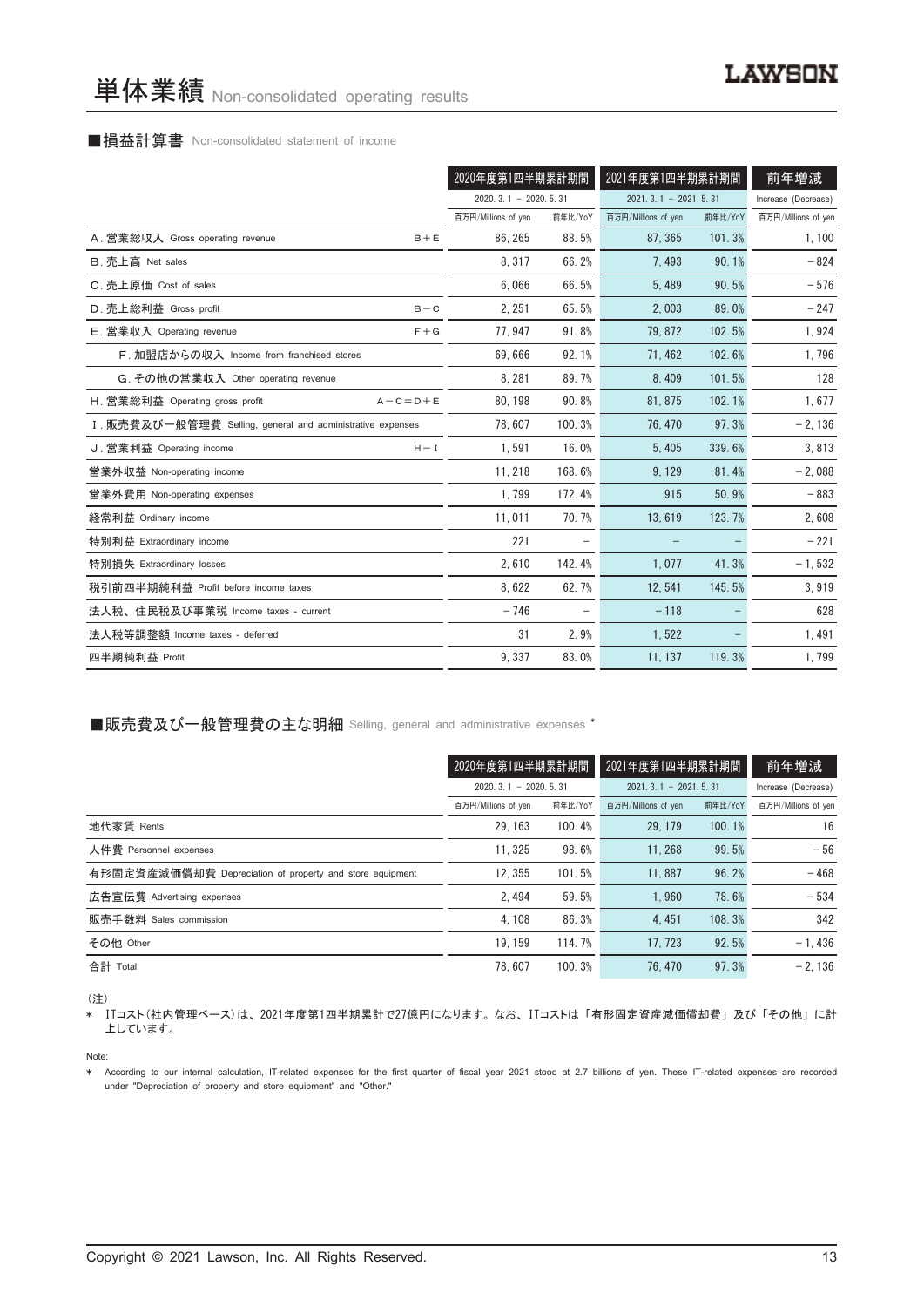# 単体業績 Non-consolidated operating results

■損益計算書 Non-consolidated statement of income

| | | 2020年度第1四半期累計期間 | | 2021年度第1四半期累計期間 | | 前年増減 |
|---|---|---|---|---|---|---|
| | | 2020. 3. 1 － 2020. 5. 31 | | 2021. 3. 1 － 2021. 5. 31 | | Increase (Decrease) |
| | | 百万円/Millions of yen | 前年比/YoY | 百万円/Millions of yen | 前年比/YoY | 百万円/Millions of yen |
| A. 営業総収入 Gross operating revenue | B＋E | 86, 265 | 88. 5% | 87, 365 | 101. 3% | 1, 100 |
| B. 売上高 Net sales | | 8, 317 | 66. 2% | 7, 493 | 90. 1% | －824 |
| C. 売上原価 Cost of sales | | 6, 066 | 66. 5% | 5, 489 | 90. 5% | －576 |
| D. 売上総利益 Gross profit | B－C | 2, 251 | 65. 5% | 2, 003 | 89. 0% | －247 |
| E. 営業収入 Operating revenue | F＋G | 77, 947 | 91. 8% | 79, 872 | 102. 5% | 1, 924 |
| F. 加盟店からの収入 Income from franchised stores | | 69, 666 | 92. 1% | 71, 462 | 102. 6% | 1, 796 |
| G. その他の営業収入 Other operating revenue | | 8, 281 | 89. 7% | 8, 409 | 101. 5% | 128 |
| H. 営業総利益 Operating gross profit | A－C＝D＋E | 80, 198 | 90. 8% | 81, 875 | 102. 1% | 1, 677 |
| I. 販売費及び一般管理費 Selling, general and administrative expenses | | 78, 607 | 100. 3% | 76, 470 | 97. 3% | －2, 136 |
| J. 営業利益 Operating income | H－I | 1, 591 | 16. 0% | 5, 405 | 339. 6% | 3, 813 |
| 営業外収益 Non-operating income | | 11, 218 | 168. 6% | 9, 129 | 81. 4% | －2, 088 |
| 営業外費用 Non-operating expenses | | 1, 799 | 172. 4% | 915 | 50. 9% | －883 |
| 経常利益 Ordinary income | | 11, 011 | 70. 7% | 13, 619 | 123. 7% | 2, 608 |
| 特別利益 Extraordinary income | | 221 | － | － | － | －221 |
| 特別損失 Extraordinary losses | | 2, 610 | 142. 4% | 1, 077 | 41. 3% | －1, 532 |
| 税引前四半期純利益 Profit before income taxes | | 8, 622 | 62. 7% | 12, 541 | 145. 5% | 3, 919 |
| 法人税、住民税及び事業税 Income taxes - current | | －746 | － | －118 | － | 628 |
| 法人税等調整額 Income taxes - deferred | | 31 | 2. 9% | 1, 522 | － | 1, 491 |
| 四半期純利益 Profit | | 9, 337 | 83. 0% | 11, 137 | 119. 3% | 1, 799 |

■販売費及び一般管理費の主な明細 Selling, general and administrative expenses *

| | 2020年度第1四半期累計期間 | | 2021年度第1四半期累計期間 | | 前年増減 |
|---|---|---|---|---|---|
| | 2020. 3. 1 － 2020. 5. 31 | | 2021. 3. 1 － 2021. 5. 31 | | Increase (Decrease) |
| | 百万円/Millions of yen | 前年比/YoY | 百万円/Millions of yen | 前年比/YoY | 百万円/Millions of yen |
| 地代家賃 Rents | 29, 163 | 100. 4% | 29, 179 | 100. 1% | 16 |
| 人件費 Personnel expenses | 11, 325 | 98. 6% | 11, 268 | 99. 5% | －56 |
| 有形固定資産減価償却費 Depreciation of property and store equipment | 12, 355 | 101. 5% | 11, 887 | 96. 2% | －468 |
| 広告宣伝費 Advertising expenses | 2, 494 | 59. 5% | 1, 960 | 78. 6% | －534 |
| 販売手数料 Sales commission | 4, 108 | 86. 3% | 4, 451 | 108. 3% | 342 |
| その他 Other | 19, 159 | 114. 7% | 17, 723 | 92. 5% | －1, 436 |
| 合計 Total | 78, 607 | 100. 3% | 76, 470 | 97. 3% | －2, 136 |

(注)

＊ ITコスト(社内管理ベース)は、2021年度第1四半期累計で27億円になります。なお、ITコストは「有形固定資産減価償却費」及び「その他」に計上しています。

Note:

＊ According to our internal calculation, IT-related expenses for the first quarter of fiscal year 2021 stood at 2.7 billions of yen. These IT-related expenses are recorded under "Depreciation of property and store equipment" and "Other."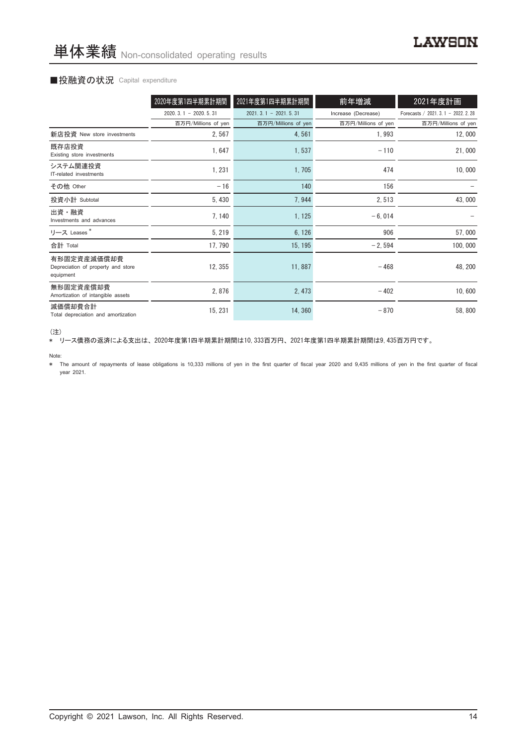# 単体業績 Non-consolidated operating results

## ■投融資の状況 Capital expenditure

| | 2020年度第1四半期累計期間 | 2021年度第1四半期累計期間 | 前年増減 | 2021年度計画 |
|---|---|---|---|---|
| | 2020. 3. 1 － 2020. 5. 31 | 2021. 3. 1 － 2021. 5. 31 | Increase (Decrease) | Forecasts / 2021. 3. 1 － 2022. 2. 28 |
| | 百万円/Millions of yen | 百万円/Millions of yen | 百万円/Millions of yen | 百万円/Millions of yen |
| 新店投資 New store investments | 2, 567 | 4, 561 | 1, 993 | 12, 000 |
| 既存店投資 Existing store investments | 1, 647 | 1, 537 | －110 | 21, 000 |
| システム関連投資 IT-related investments | 1, 231 | 1, 705 | 474 | 10, 000 |
| その他 Other | －16 | 140 | 156 | － |
| 投資小計 Subtotal | 5, 430 | 7, 944 | 2, 513 | 43, 000 |
| 出資・融資 Investments and advances | 7, 140 | 1, 125 | －6, 014 | － |
| リース Leases * | 5, 219 | 6, 126 | 906 | 57, 000 |
| 合計 Total | 17, 790 | 15, 195 | －2, 594 | 100, 000 |
| 有形固定資産減価償却費 Depreciation of property and store equipment | 12, 355 | 11, 887 | －468 | 48, 200 |
| 無形固定資産償却費 Amortization of intangible assets | 2, 876 | 2, 473 | －402 | 10, 600 |
| 減価償却費合計 Total depreciation and amortization | 15, 231 | 14, 360 | －870 | 58, 800 |

（注）

＊ リース債務の返済による支出は、2020年度第1四半期累計期間は10, 333百万円、2021年度第1四半期累計期間は9, 435百万円です。

Note:

＊ The amount of repayments of lease obligations is 10,333 millions of yen in the first quarter of fiscal year 2020 and 9,435 millions of yen in the first quarter of fiscal year 2021.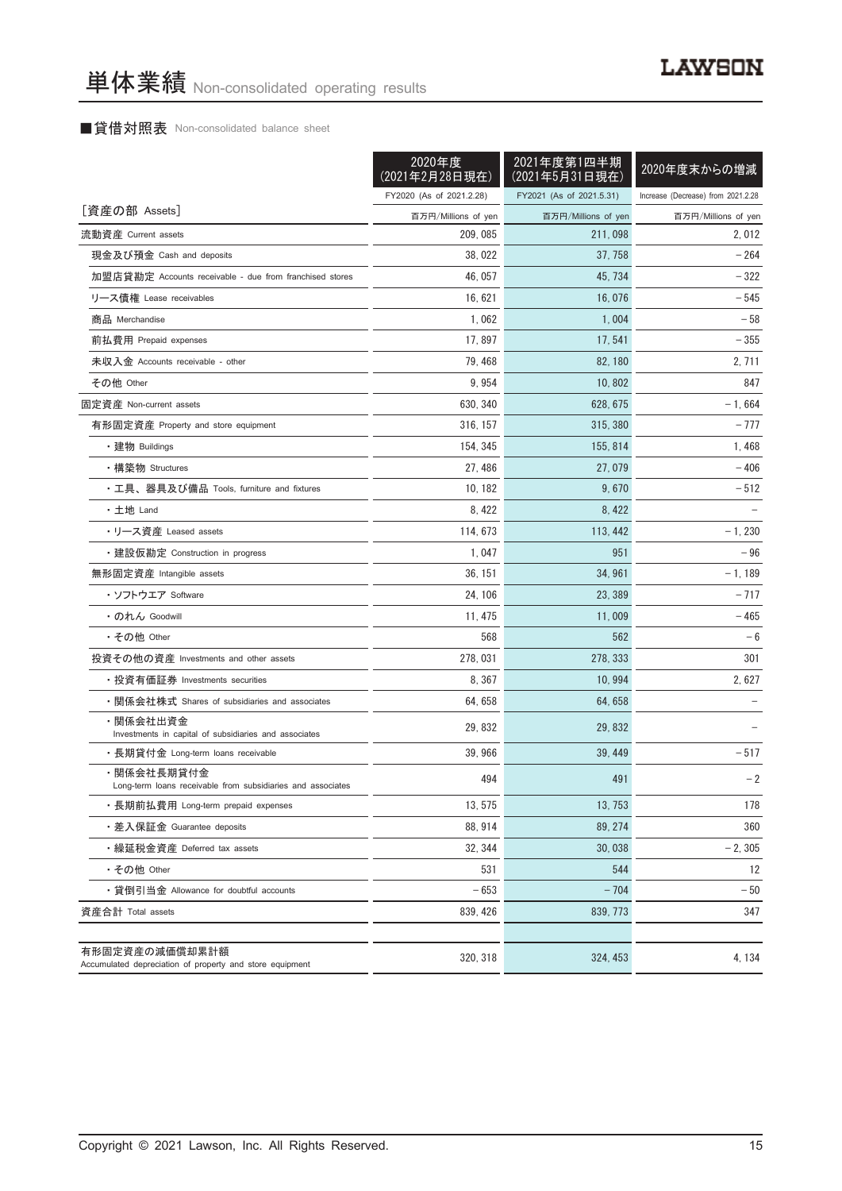# 単体業績 Non-consolidated operating results

## ■貸借対照表 Non-consolidated balance sheet

| | 2020年度（2021年2月28日現在） | 2021年度第1四半期（2021年5月31日現在） | 2020年度末からの増減 |
|---|---|---|---|
| | FY2020 (As of 2021.2.28) | FY2021 (As of 2021.5.31) | Increase (Decrease) from 2021.2.28 |
| ［資産の部 Assets］ | 百万円/Millions of yen | 百万円/Millions of yen | 百万円/Millions of yen |
| 流動資産 Current assets | 209, 085 | 211, 098 | 2, 012 |
| 現金及び預金 Cash and deposits | 38, 022 | 37, 758 | －264 |
| 加盟店貸勘定 Accounts receivable - due from franchised stores | 46, 057 | 45, 734 | －322 |
| リース債権 Lease receivables | 16, 621 | 16, 076 | －545 |
| 商品 Merchandise | 1, 062 | 1, 004 | －58 |
| 前払費用 Prepaid expenses | 17, 897 | 17, 541 | －355 |
| 未収入金 Accounts receivable - other | 79, 468 | 82, 180 | 2, 711 |
| その他 Other | 9, 954 | 10, 802 | 847 |
| 固定資産 Non-current assets | 630, 340 | 628, 675 | －1, 664 |
| 有形固定資産 Property and store equipment | 316, 157 | 315, 380 | －777 |
| ・建物 Buildings | 154, 345 | 155, 814 | 1, 468 |
| ・構築物 Structures | 27, 486 | 27, 079 | －406 |
| ・工具、器具及び備品 Tools, furniture and fixtures | 10, 182 | 9, 670 | －512 |
| ・土地 Land | 8, 422 | 8, 422 | － |
| ・リース資産 Leased assets | 114, 673 | 113, 442 | －1, 230 |
| ・建設仮勘定 Construction in progress | 1, 047 | 951 | －96 |
| 無形固定資産 Intangible assets | 36, 151 | 34, 961 | －1, 189 |
| ・ソフトウエア Software | 24, 106 | 23, 389 | －717 |
| ・のれん Goodwill | 11, 475 | 11, 009 | －465 |
| ・その他 Other | 568 | 562 | －6 |
| 投資その他の資産 Investments and other assets | 278, 031 | 278, 333 | 301 |
| ・投資有価証券 Investments securities | 8, 367 | 10, 994 | 2, 627 |
| ・関係会社株式 Shares of subsidiaries and associates | 64, 658 | 64, 658 | － |
| ・関係会社出資金 Investments in capital of subsidiaries and associates | 29, 832 | 29, 832 | － |
| ・長期貸付金 Long-term loans receivable | 39, 966 | 39, 449 | －517 |
| ・関係会社長期貸付金 Long-term loans receivable from subsidiaries and associates | 494 | 491 | －2 |
| ・長期前払費用 Long-term prepaid expenses | 13, 575 | 13, 753 | 178 |
| ・差入保証金 Guarantee deposits | 88, 914 | 89, 274 | 360 |
| ・繰延税金資産 Deferred tax assets | 32, 344 | 30, 038 | －2, 305 |
| ・その他 Other | 531 | 544 | 12 |
| ・貸倒引当金 Allowance for doubtful accounts | －653 | －704 | －50 |
| 資産合計 Total assets | 839, 426 | 839, 773 | 347 |
| 有形固定資産の減価償却累計額 Accumulated depreciation of property and store equipment | 320, 318 | 324, 453 | 4, 134 |

Copyright © 2021 Lawson, Inc. All Rights Reserved.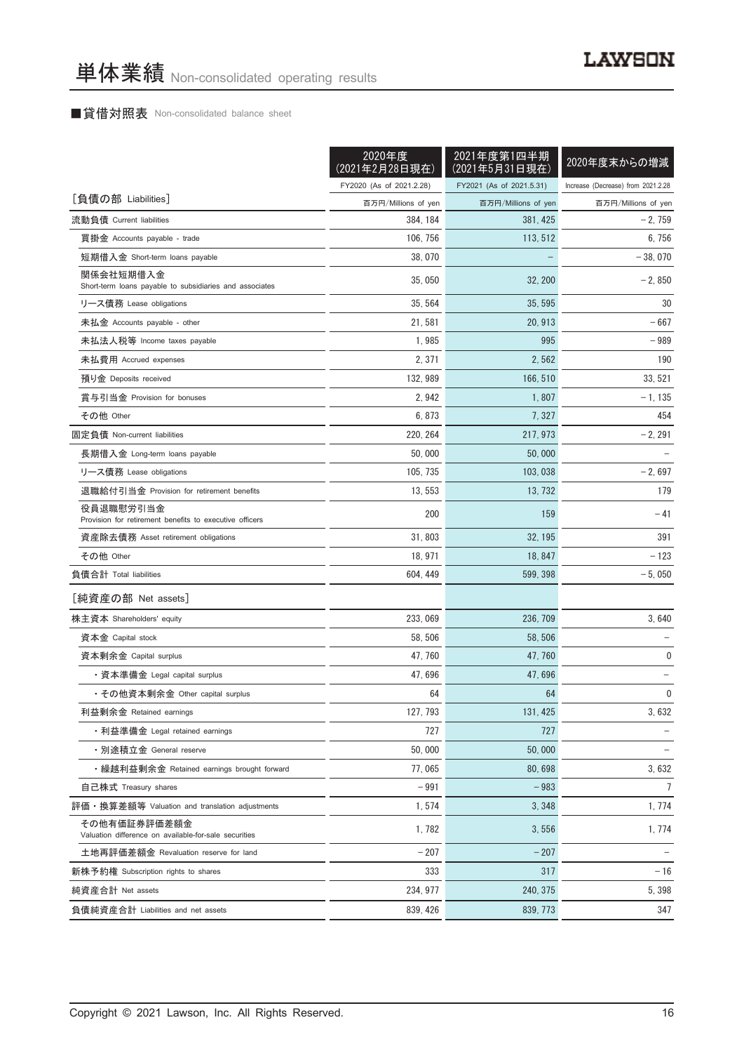# 単体業績 Non-consolidated operating results

■貸借対照表 Non-consolidated balance sheet

| | 2020年度(2021年2月28日現在) | 2021年度第1四半期(2021年5月31日現在) | 2020年度末からの増減 |
|---|---|---|---|
| | FY2020 (As of 2021.2.28) | FY2021 (As of 2021.5.31) | Increase (Decrease) from 2021.2.28 |
| ［負債の部 Liabilities］ | 百万円/Millions of yen | 百万円/Millions of yen | 百万円/Millions of yen |
| 流動負債 Current liabilities | 384, 184 | 381, 425 | －2, 759 |
| 買掛金 Accounts payable - trade | 106, 756 | 113, 512 | 6, 756 |
| 短期借入金 Short-term loans payable | 38, 070 | － | －38, 070 |
| 関係会社短期借入金 Short-term loans payable to subsidiaries and associates | 35, 050 | 32, 200 | －2, 850 |
| リース債務 Lease obligations | 35, 564 | 35, 595 | 30 |
| 未払金 Accounts payable - other | 21, 581 | 20, 913 | －667 |
| 未払法人税等 Income taxes payable | 1, 985 | 995 | －989 |
| 未払費用 Accrued expenses | 2, 371 | 2, 562 | 190 |
| 預り金 Deposits received | 132, 989 | 166, 510 | 33, 521 |
| 賞与引当金 Provision for bonuses | 2, 942 | 1, 807 | －1, 135 |
| その他 Other | 6, 873 | 7, 327 | 454 |
| 固定負債 Non-current liabilities | 220, 264 | 217, 973 | －2, 291 |
| 長期借入金 Long-term loans payable | 50, 000 | 50, 000 | － |
| リース債務 Lease obligations | 105, 735 | 103, 038 | －2, 697 |
| 退職給付引当金 Provision for retirement benefits | 13, 553 | 13, 732 | 179 |
| 役員退職慰労引当金 Provision for retirement benefits to executive officers | 200 | 159 | －41 |
| 資産除去債務 Asset retirement obligations | 31, 803 | 32, 195 | 391 |
| その他 Other | 18, 971 | 18, 847 | －123 |
| 負債合計 Total liabilities | 604, 449 | 599, 398 | －5, 050 |
| ［純資産の部 Net assets］ | | | |
| 株主資本 Shareholders' equity | 233, 069 | 236, 709 | 3, 640 |
| 資本金 Capital stock | 58, 506 | 58, 506 | － |
| 資本剰余金 Capital surplus | 47, 760 | 47, 760 | 0 |
| ・資本準備金 Legal capital surplus | 47, 696 | 47, 696 | － |
| ・その他資本剰余金 Other capital surplus | 64 | 64 | 0 |
| 利益剰余金 Retained earnings | 127, 793 | 131, 425 | 3, 632 |
| ・利益準備金 Legal retained earnings | 727 | 727 | － |
| ・別途積立金 General reserve | 50, 000 | 50, 000 | － |
| ・繰越利益剰余金 Retained earnings brought forward | 77, 065 | 80, 698 | 3, 632 |
| 自己株式 Treasury shares | －991 | －983 | 7 |
| 評価・換算差額等 Valuation and translation adjustments | 1, 574 | 3, 348 | 1, 774 |
| その他有価証券評価差額金 Valuation difference on available-for-sale securities | 1, 782 | 3, 556 | 1, 774 |
| 土地再評価差額金 Revaluation reserve for land | －207 | －207 | － |
| 新株予約権 Subscription rights to shares | 333 | 317 | －16 |
| 純資産合計 Net assets | 234, 977 | 240, 375 | 5, 398 |
| 負債純資産合計 Liabilities and net assets | 839, 426 | 839, 773 | 347 |

Copyright © 2021 Lawson, Inc. All Rights Reserved.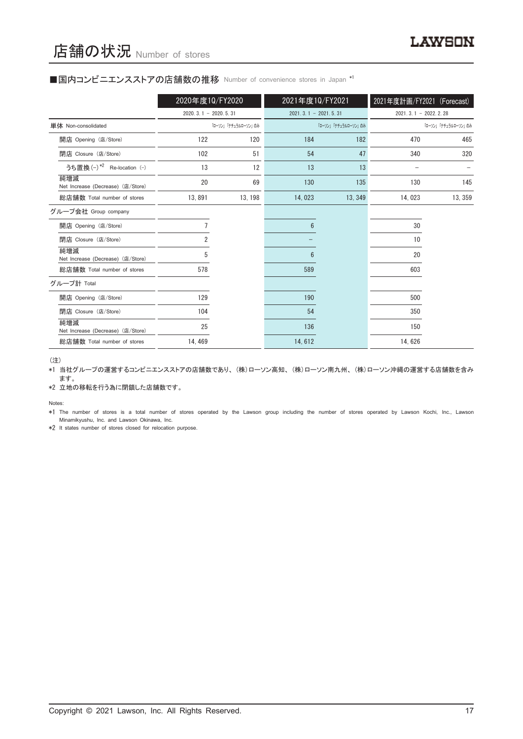# 店舗の状況 Number of stores

## ■国内コンビニエンスストアの店舗数の推移 Number of convenience stores in Japan *1

| | 2020年度1Q/FY2020 | | 2021年度1Q/FY2021 | | 2021年度計画/FY2021 (Forecast) | |
|---|---|---|---|---|---|---|
| | 2020. 3. 1 – 2020. 5. 31 | | 2021. 3. 1 – 2021. 5. 31 | | 2021. 3. 1 – 2022. 2. 28 | |
| 単体 Non-consolidated | | 「ローソン」「ナチュラルローソン」のみ | | 「ローソン」「ナチュラルローソン」のみ | | 「ローソン」「ナチュラルローソン」のみ |
| 開店 Opening (店/Store) | 122 | 120 | 184 | 182 | 470 | 465 |
| 閉店 Closure (店/Store) | 102 | 51 | 54 | 47 | 340 | 320 |
| うち置換 (–) *2 Re-location (–) | 13 | 12 | 13 | 13 | – | – |
| 純増減 Net Increase (Decrease) (店/Store) | 20 | 69 | 130 | 135 | 130 | 145 |
| 総店舗数 Total number of stores | 13, 891 | 13, 198 | 14, 023 | 13, 349 | 14, 023 | 13, 359 |
| グループ会社 Group company | | | | | | |
| 開店 Opening (店/Store) | 7 | | 6 | | 30 | |
| 閉店 Closure (店/Store) | 2 | | – | | 10 | |
| 純増減 Net Increase (Decrease) (店/Store) | 5 | | 6 | | 20 | |
| 総店舗数 Total number of stores | 578 | | 589 | | 603 | |
| グループ計 Total | | | | | | |
| 開店 Opening (店/Store) | 129 | | 190 | | 500 | |
| 閉店 Closure (店/Store) | 104 | | 54 | | 350 | |
| 純増減 Net Increase (Decrease) (店/Store) | 25 | | 136 | | 150 | |
| 総店舗数 Total number of stores | 14, 469 | | 14, 612 | | 14, 626 | |

(注)

*1 当社グループの運営するコンビニエンスストアの店舗数であり、(株)ローソン高知、(株)ローソン南九州、(株)ローソン沖縄の運営する店舗数を含みます。

*2 立地の移転を行う為に閉鎖した店舗数です。

Notes:

*1 The number of stores is a total number of stores operated by the Lawson group including the number of stores operated by Lawson Kochi, Inc., Lawson Minamikyushu, Inc. and Lawson Okinawa, Inc.

*2 It states number of stores closed for relocation purpose.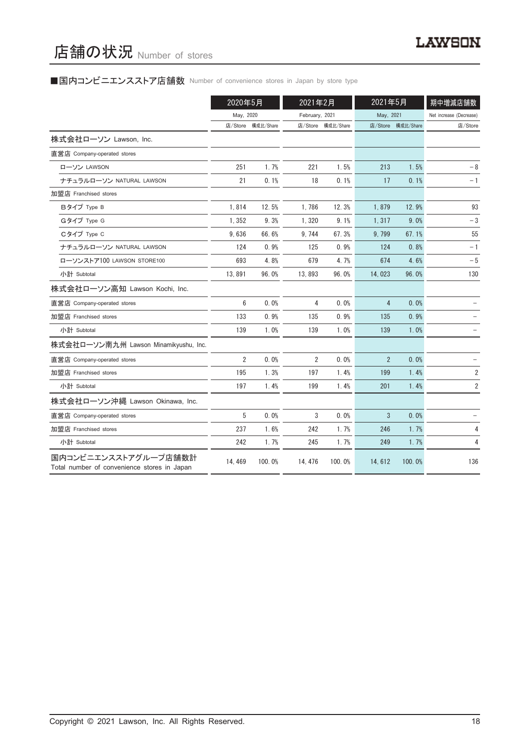# 店舗の状況 Number of stores

■国内コンビニエンスストア店舗数 Number of convenience stores in Japan by store type

| | 2020年5月 May, 2020 | | 2021年2月 February, 2021 | | 2021年5月 May, 2021 | | 期中増減店舗数 Net increase (Decrease) |
|---|---|---|---|---|---|---|---|
| | 店/Store | 構成比/Share | 店/Store | 構成比/Share | 店/Store | 構成比/Share | 店/Store |
| 株式会社ローソン Lawson, Inc. | | | | | | | |
| 直営店 Company-operated stores | | | | | | | |
| ローソン LAWSON | 251 | 1.7% | 221 | 1.5% | 213 | 1.5% | －8 |
| ナチュラルローソン NATURAL LAWSON | 21 | 0.1% | 18 | 0.1% | 17 | 0.1% | －1 |
| 加盟店 Franchised stores | | | | | | | |
| Bタイプ Type B | 1,814 | 12.5% | 1,786 | 12.3% | 1,879 | 12.9% | 93 |
| Gタイプ Type G | 1,352 | 9.3% | 1,320 | 9.1% | 1,317 | 9.0% | －3 |
| Cタイプ Type C | 9,636 | 66.6% | 9,744 | 67.3% | 9,799 | 67.1% | 55 |
| ナチュラルローソン NATURAL LAWSON | 124 | 0.9% | 125 | 0.9% | 124 | 0.8% | －1 |
| ローソンストア100 LAWSON STORE100 | 693 | 4.8% | 679 | 4.7% | 674 | 4.6% | －5 |
| 小計 Subtotal | 13,891 | 96.0% | 13,893 | 96.0% | 14,023 | 96.0% | 130 |
| 株式会社ローソン高知 Lawson Kochi, Inc. | | | | | | | |
| 直営店 Company-operated stores | 6 | 0.0% | 4 | 0.0% | 4 | 0.0% | － |
| 加盟店 Franchised stores | 133 | 0.9% | 135 | 0.9% | 135 | 0.9% | － |
| 小計 Subtotal | 139 | 1.0% | 139 | 1.0% | 139 | 1.0% | － |
| 株式会社ローソン南九州 Lawson Minamikyushu, Inc. | | | | | | | |
| 直営店 Company-operated stores | 2 | 0.0% | 2 | 0.0% | 2 | 0.0% | － |
| 加盟店 Franchised stores | 195 | 1.3% | 197 | 1.4% | 199 | 1.4% | 2 |
| 小計 Subtotal | 197 | 1.4% | 199 | 1.4% | 201 | 1.4% | 2 |
| 株式会社ローソン沖縄 Lawson Okinawa, Inc. | | | | | | | |
| 直営店 Company-operated stores | 5 | 0.0% | 3 | 0.0% | 3 | 0.0% | － |
| 加盟店 Franchised stores | 237 | 1.6% | 242 | 1.7% | 246 | 1.7% | 4 |
| 小計 Subtotal | 242 | 1.7% | 245 | 1.7% | 249 | 1.7% | 4 |
| 国内コンビニエンスストアグループ店舗数計 Total number of convenience stores in Japan | 14,469 | 100.0% | 14,476 | 100.0% | 14,612 | 100.0% | 136 |

Copyright © 2021 Lawson, Inc. All Rights Reserved.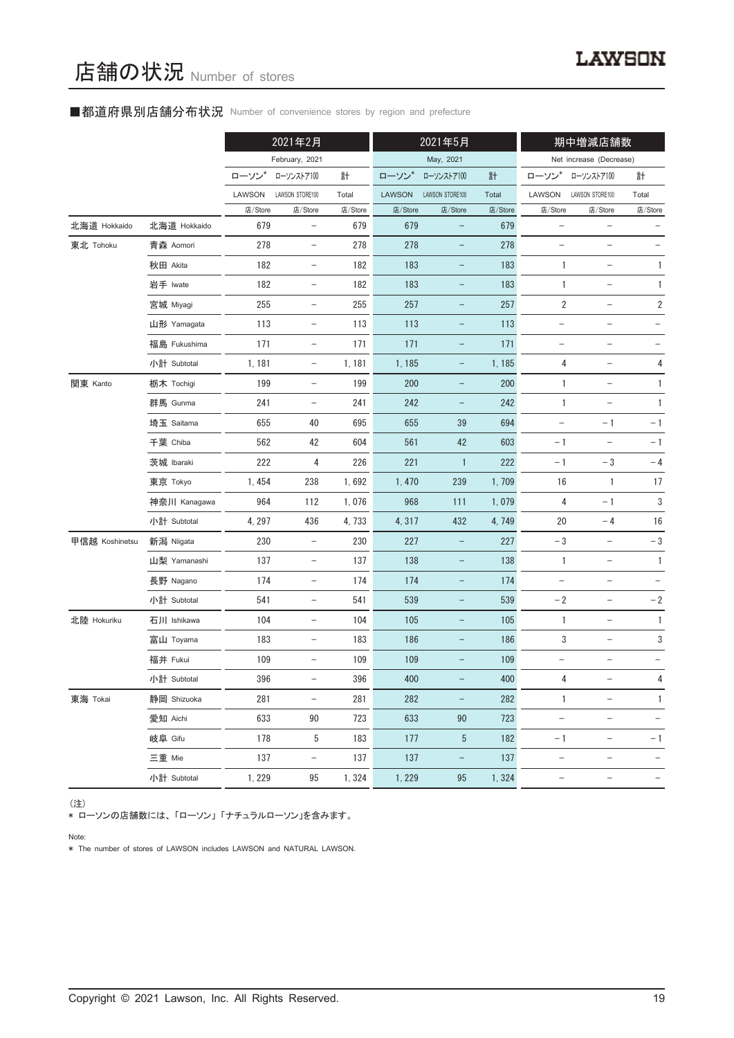# 店舗の状況 Number of stores

■都道府県別店舗分布状況 Number of convenience stores by region and prefecture

| | | 2021年2月 February, 2021 | | | 2021年5月 May, 2021 | | | 期中増減店舗数 Net increase (Decrease) | | |
|---|---|---|---|---|---|---|---|---|---|---|
| | | ローソン* LAWSON | ローソンストア100 LAWSON STORE100 | 計 Total | ローソン* LAWSON | ローソンストア100 LAWSON STORE100 | 計 Total | ローソン* LAWSON | ローソンストア100 LAWSON STORE100 | 計 Total |
| | | 店/Store | 店/Store | 店/Store | 店/Store | 店/Store | 店/Store | 店/Store | 店/Store | 店/Store |
| 北海道 Hokkaido | 北海道 Hokkaido | 679 | − | 679 | 679 | − | 679 | − | − | − |
| 東北 Tohoku | 青森 Aomori | 278 | − | 278 | 278 | − | 278 | − | − | − |
| | 秋田 Akita | 182 | − | 182 | 183 | − | 183 | 1 | − | 1 |
| | 岩手 Iwate | 182 | − | 182 | 183 | − | 183 | 1 | − | 1 |
| | 宮城 Miyagi | 255 | − | 255 | 257 | − | 257 | 2 | − | 2 |
| | 山形 Yamagata | 113 | − | 113 | 113 | − | 113 | − | − | − |
| | 福島 Fukushima | 171 | − | 171 | 171 | − | 171 | − | − | − |
| | 小計 Subtotal | 1,181 | − | 1,181 | 1,185 | − | 1,185 | 4 | − | 4 |
| 関東 Kanto | 栃木 Tochigi | 199 | − | 199 | 200 | − | 200 | 1 | − | 1 |
| | 群馬 Gunma | 241 | − | 241 | 242 | − | 242 | 1 | − | 1 |
| | 埼玉 Saitama | 655 | 40 | 695 | 655 | 39 | 694 | − | −1 | −1 |
| | 千葉 Chiba | 562 | 42 | 604 | 561 | 42 | 603 | −1 | − | −1 |
| | 茨城 Ibaraki | 222 | 4 | 226 | 221 | 1 | 222 | −1 | −3 | −4 |
| | 東京 Tokyo | 1,454 | 238 | 1,692 | 1,470 | 239 | 1,709 | 16 | 1 | 17 |
| | 神奈川 Kanagawa | 964 | 112 | 1,076 | 968 | 111 | 1,079 | 4 | −1 | 3 |
| | 小計 Subtotal | 4,297 | 436 | 4,733 | 4,317 | 432 | 4,749 | 20 | −4 | 16 |
| 甲信越 Koshinetsu | 新潟 Niigata | 230 | − | 230 | 227 | − | 227 | −3 | − | −3 |
| | 山梨 Yamanashi | 137 | − | 137 | 138 | − | 138 | 1 | − | 1 |
| | 長野 Nagano | 174 | − | 174 | 174 | − | 174 | − | − | − |
| | 小計 Subtotal | 541 | − | 541 | 539 | − | 539 | −2 | − | −2 |
| 北陸 Hokuriku | 石川 Ishikawa | 104 | − | 104 | 105 | − | 105 | 1 | − | 1 |
| | 富山 Toyama | 183 | − | 183 | 186 | − | 186 | 3 | − | 3 |
| | 福井 Fukui | 109 | − | 109 | 109 | − | 109 | − | − | − |
| | 小計 Subtotal | 396 | − | 396 | 400 | − | 400 | 4 | − | 4 |
| 東海 Tokai | 静岡 Shizuoka | 281 | − | 281 | 282 | − | 282 | 1 | − | 1 |
| | 愛知 Aichi | 633 | 90 | 723 | 633 | 90 | 723 | − | − | − |
| | 岐阜 Gifu | 178 | 5 | 183 | 177 | 5 | 182 | −1 | − | −1 |
| | 三重 Mie | 137 | − | 137 | 137 | − | 137 | − | − | − |
| | 小計 Subtotal | 1,229 | 95 | 1,324 | 1,229 | 95 | 1,324 | − | − | − |

（注）
* ローソンの店舗数には、「ローソン」「ナチュラルローソン」を含みます。

Note:
* The number of stores of LAWSON includes LAWSON and NATURAL LAWSON.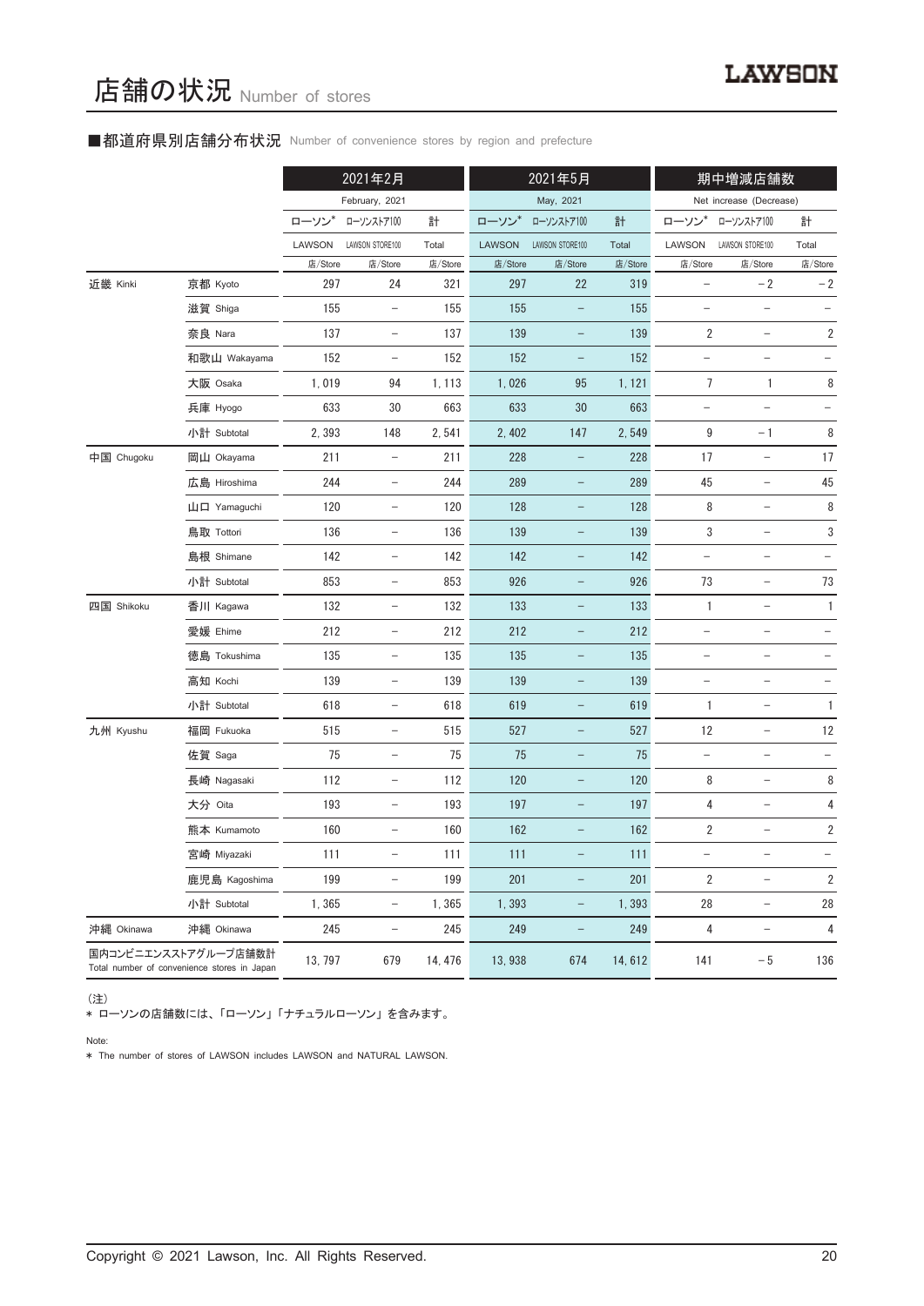# 店舗の状況 Number of stores

## ■都道府県別店舗分布状況 Number of convenience stores by region and prefecture

| | | 2021年2月 February, 2021 | | | 2021年5月 May, 2021 | | | 期中増減店舗数 Net increase (Decrease) | | |
|---|---|---|---|---|---|---|---|---|---|---|
| | | ローソン* LAWSON | ローソンストア100 LAWSON STORE100 | 計 Total | ローソン* LAWSON | ローソンストア100 LAWSON STORE100 | 計 Total | ローソン* LAWSON | ローソンストア100 LAWSON STORE100 | 計 Total |
| | | 店/Store | 店/Store | 店/Store | 店/Store | 店/Store | 店/Store | 店/Store | 店/Store | 店/Store |
| 近畿 Kinki | 京都 Kyoto | 297 | 24 | 321 | 297 | 22 | 319 | – | －2 | －2 |
| | 滋賀 Shiga | 155 | – | 155 | 155 | – | 155 | – | – | – |
| | 奈良 Nara | 137 | – | 137 | 139 | – | 139 | 2 | – | 2 |
| | 和歌山 Wakayama | 152 | – | 152 | 152 | – | 152 | – | – | – |
| | 大阪 Osaka | 1, 019 | 94 | 1, 113 | 1, 026 | 95 | 1, 121 | 7 | 1 | 8 |
| | 兵庫 Hyogo | 633 | 30 | 663 | 633 | 30 | 663 | – | – | – |
| | 小計 Subtotal | 2, 393 | 148 | 2, 541 | 2, 402 | 147 | 2, 549 | 9 | －1 | 8 |
| 中国 Chugoku | 岡山 Okayama | 211 | – | 211 | 228 | – | 228 | 17 | – | 17 |
| | 広島 Hiroshima | 244 | – | 244 | 289 | – | 289 | 45 | – | 45 |
| | 山口 Yamaguchi | 120 | – | 120 | 128 | – | 128 | 8 | – | 8 |
| | 鳥取 Tottori | 136 | – | 136 | 139 | – | 139 | 3 | – | 3 |
| | 島根 Shimane | 142 | – | 142 | 142 | – | 142 | – | – | – |
| | 小計 Subtotal | 853 | – | 853 | 926 | – | 926 | 73 | – | 73 |
| 四国 Shikoku | 香川 Kagawa | 132 | – | 132 | 133 | – | 133 | 1 | – | 1 |
| | 愛媛 Ehime | 212 | – | 212 | 212 | – | 212 | – | – | – |
| | 徳島 Tokushima | 135 | – | 135 | 135 | – | 135 | – | – | – |
| | 高知 Kochi | 139 | – | 139 | 139 | – | 139 | – | – | – |
| | 小計 Subtotal | 618 | – | 618 | 619 | – | 619 | 1 | – | 1 |
| 九州 Kyushu | 福岡 Fukuoka | 515 | – | 515 | 527 | – | 527 | 12 | – | 12 |
| | 佐賀 Saga | 75 | – | 75 | 75 | – | 75 | – | – | – |
| | 長崎 Nagasaki | 112 | – | 112 | 120 | – | 120 | 8 | – | 8 |
| | 大分 Oita | 193 | – | 193 | 197 | – | 197 | 4 | – | 4 |
| | 熊本 Kumamoto | 160 | – | 160 | 162 | – | 162 | 2 | – | 2 |
| | 宮崎 Miyazaki | 111 | – | 111 | 111 | – | 111 | – | – | – |
| | 鹿児島 Kagoshima | 199 | – | 199 | 201 | – | 201 | 2 | – | 2 |
| | 小計 Subtotal | 1, 365 | – | 1, 365 | 1, 393 | – | 1, 393 | 28 | – | 28 |
| 沖縄 Okinawa | 沖縄 Okinawa | 245 | – | 245 | 249 | – | 249 | 4 | – | 4 |
| 国内コンビニエンスストアグループ店舗数計 Total number of convenience stores in Japan | | 13, 797 | 679 | 14, 476 | 13, 938 | 674 | 14, 612 | 141 | －5 | 136 |

（注）
＊ ローソンの店舗数には、「ローソン」「ナチュラルローソン」を含みます。

Note:
* The number of stores of LAWSON includes LAWSON and NATURAL LAWSON.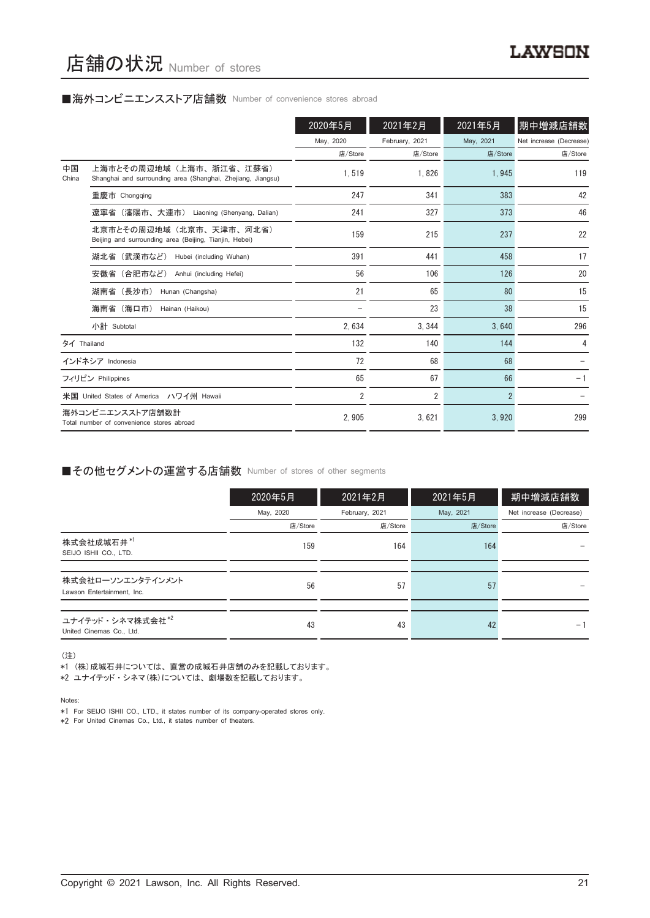# 店舗の状況 Number of stores

## ■海外コンビニエンスストア店舗数 Number of convenience stores abroad

| | | 2020年5月 May, 2020 店/Store | 2021年2月 February, 2021 店/Store | 2021年5月 May, 2021 店/Store | 期中増減店舗数 Net increase (Decrease) 店/Store |
|---|---|---|---|---|---|
| 中国 China | 上海市とその周辺地域（上海市、浙江省、江蘇省） Shanghai and surrounding area (Shanghai, Zhejiang, Jiangsu) | 1,519 | 1,826 | 1,945 | 119 |
| | 重慶市 Chongqing | 247 | 341 | 383 | 42 |
| | 遼寧省（瀋陽市、大連市） Liaoning (Shenyang, Dalian) | 241 | 327 | 373 | 46 |
| | 北京市とその周辺地域（北京市、天津市、河北省） Beijing and surrounding area (Beijing, Tianjin, Hebei) | 159 | 215 | 237 | 22 |
| | 湖北省（武漢市など） Hubei (including Wuhan) | 391 | 441 | 458 | 17 |
| | 安徽省（合肥市など） Anhui (including Hefei) | 56 | 106 | 126 | 20 |
| | 湖南省（長沙市） Hunan (Changsha) | 21 | 65 | 80 | 15 |
| | 海南省（海口市） Hainan (Haikou) | – | 23 | 38 | 15 |
| | 小計 Subtotal | 2,634 | 3,344 | 3,640 | 296 |
| タイ Thailand | | 132 | 140 | 144 | 4 |
| インドネシア Indonesia | | 72 | 68 | 68 | – |
| フィリピン Philippines | | 65 | 67 | 66 | –1 |
| 米国 United States of America ハワイ州 Hawaii | | 2 | 2 | 2 | – |
| 海外コンビニエンスストア店舗数計 Total number of convenience stores abroad | | 2,905 | 3,621 | 3,920 | 299 |

## ■その他セグメントの運営する店舗数 Number of stores of other segments

| | 2020年5月 May, 2020 店/Store | 2021年2月 February, 2021 店/Store | 2021年5月 May, 2021 店/Store | 期中増減店舗数 Net increase (Decrease) 店/Store |
|---|---|---|---|---|
| 株式会社成城石井 *1 SEIJO ISHII CO., LTD. | 159 | 164 | 164 | – |
| 株式会社ローソンエンタテインメント Lawson Entertainment, Inc. | 56 | 57 | 57 | – |
| ユナイテッド・シネマ株式会社 *2 United Cinemas Co., Ltd. | 43 | 43 | 42 | –1 |

（注）
*1 （株）成城石井については、直営の成城石井店舗のみを記載しております。
*2 ユナイテッド・シネマ（株）については、劇場数を記載しております。

Notes:
*1 For SEIJO ISHII CO., LTD., it states number of its company-operated stores only.
*2 For United Cinemas Co., Ltd., it states number of theaters.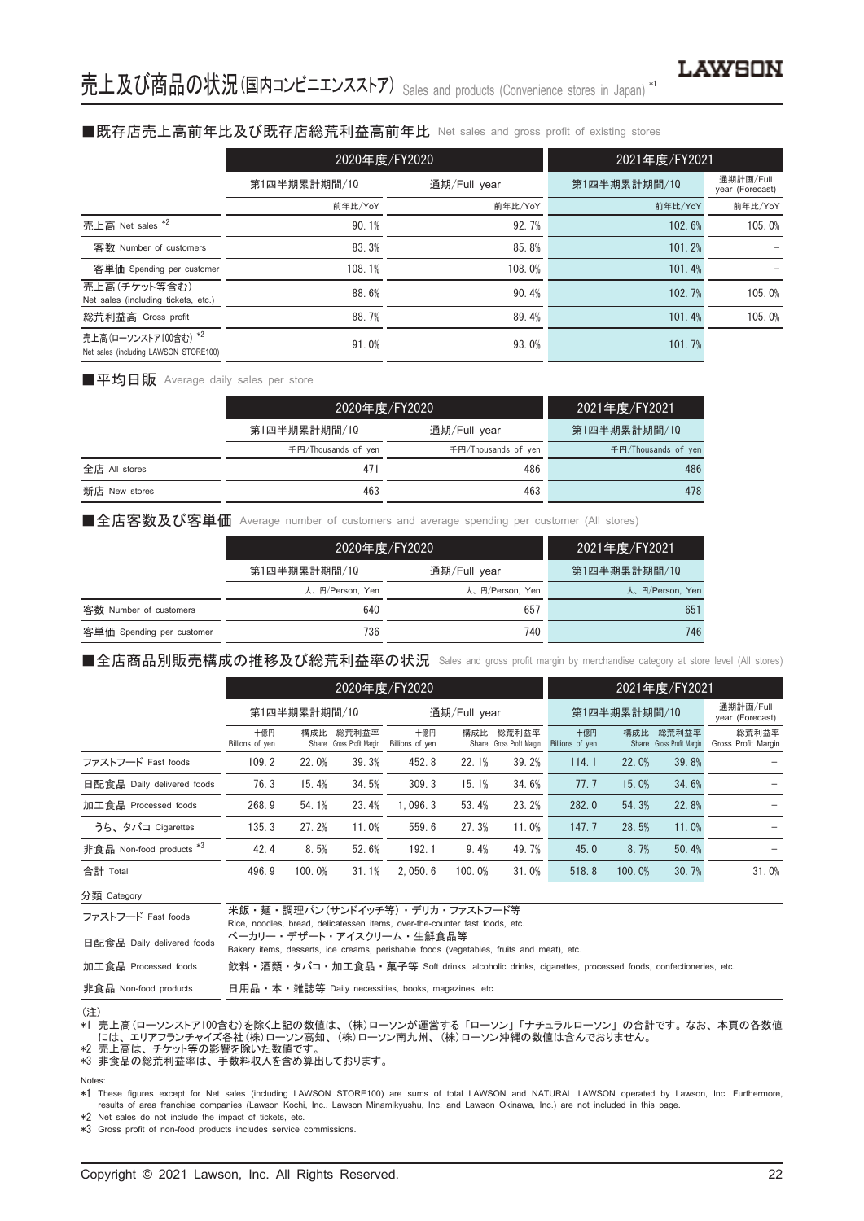# 売上及び商品の状況(国内コンビニエンスストア) Sales and products (Convenience stores in Japan) *1

## ■既存店売上高前年比及び既存店総荒利益高前年比 Net sales and gross profit of existing stores

| | 2020年度/FY2020 | | 2021年度/FY2021 | |
|---|---|---|---|---|
| | 第1四半期累計期間/1Q | 通期/Full year | 第1四半期累計期間/1Q | 通期計画/Full year (Forecast) |
| | 前年比/YoY | 前年比/YoY | 前年比/YoY | 前年比/YoY |
| 売上高 Net sales *2 | 90.1% | 92.7% | 102.6% | 105.0% |
| 客数 Number of customers | 83.3% | 85.8% | 101.2% | – |
| 客単価 Spending per customer | 108.1% | 108.0% | 101.4% | – |
| 売上高(チケット等含む) Net sales (including tickets, etc.) | 88.6% | 90.4% | 102.7% | 105.0% |
| 総荒利益高 Gross profit | 88.7% | 89.4% | 101.4% | 105.0% |
| 売上高(ローソンストア100含む) *2 Net sales (including LAWSON STORE100) | 91.0% | 93.0% | 101.7% | |

## ■平均日販 Average daily sales per store

| | 2020年度/FY2020 | | 2021年度/FY2021 |
|---|---|---|---|
| | 第1四半期累計期間/1Q | 通期/Full year | 第1四半期累計期間/1Q |
| | 千円/Thousands of yen | 千円/Thousands of yen | 千円/Thousands of yen |
| 全店 All stores | 471 | 486 | 486 |
| 新店 New stores | 463 | 463 | 478 |

## ■全店客数及び客単価 Average number of customers and average spending per customer (All stores)

| | 2020年度/FY2020 | | 2021年度/FY2021 |
|---|---|---|---|
| | 第1四半期累計期間/1Q | 通期/Full year | 第1四半期累計期間/1Q |
| | 人、円/Person, Yen | 人、円/Person, Yen | 人、円/Person, Yen |
| 客数 Number of customers | 640 | 657 | 651 |
| 客単価 Spending per customer | 736 | 740 | 746 |

## ■全店商品別販売構成の推移及び総荒利益率の状況 Sales and gross profit margin by merchandise category at store level (All stores)

| | 2020年度/FY2020 | | | | | | 2021年度/FY2021 | | | |
|---|---|---|---|---|---|---|---|---|---|---|
| | 第1四半期累計期間/1Q | | | 通期/Full year | | | 第1四半期累計期間/1Q | | | 通期計画/Full year (Forecast) |
| | 十億円 Billions of yen | 構成比 Share | 総荒利益率 Gross Profit Margin | 十億円 Billions of yen | 構成比 Share | 総荒利益率 Gross Profit Margin | 十億円 Billions of yen | 構成比 Share | 総荒利益率 Gross Profit Margin | 総荒利益率 Gross Profit Margin |
| ファストフード Fast foods | 109.2 | 22.0% | 39.3% | 452.8 | 22.1% | 39.2% | 114.1 | 22.0% | 39.8% | – |
| 日配食品 Daily delivered foods | 76.3 | 15.4% | 34.5% | 309.3 | 15.1% | 34.6% | 77.7 | 15.0% | 34.6% | – |
| 加工食品 Processed foods | 268.9 | 54.1% | 23.4% | 1,096.3 | 53.4% | 23.2% | 282.0 | 54.3% | 22.8% | – |
| うち、タバコ Cigarettes | 135.3 | 27.2% | 11.0% | 559.6 | 27.3% | 11.0% | 147.7 | 28.5% | 11.0% | – |
| 非食品 Non-food products *3 | 42.4 | 8.5% | 52.6% | 192.1 | 9.4% | 49.7% | 45.0 | 8.7% | 50.4% | – |
| 合計 Total | 496.9 | 100.0% | 31.1% | 2,050.6 | 100.0% | 31.0% | 518.8 | 100.0% | 30.7% | 31.0% |

| 分類 Category | |
|---|---|
| ファストフード Fast foods | 米飯・麺・調理パン(サンドイッチ等)・デリカ・ファストフード等 Rice, noodles, bread, delicatessen items, over-the-counter fast foods, etc. |
| 日配食品 Daily delivered foods | ベーカリー・デザート・アイスクリーム・生鮮食品等 Bakery items, desserts, ice creams, perishable foods (vegetables, fruits and meat), etc. |
| 加工食品 Processed foods | 飲料・酒類・タバコ・加工食品・菓子等 Soft drinks, alcoholic drinks, cigarettes, processed foods, confectioneries, etc. |
| 非食品 Non-food products | 日用品・本・雑誌等 Daily necessities, books, magazines, etc. |

(注)
*1 売上高(ローソンストア100含む)を除く上記の数値は、(株)ローソンが運営する「ローソン」「ナチュラルローソン」の合計です。なお、本頁の各数値には、エリアフランチャイズ各社(株)ローソン高知、(株)ローソン南九州、(株)ローソン沖縄の数値は含んでおりません。
*2 売上高は、チケット等の影響を除いた数値です。
*3 非食品の総荒利益率は、手数料収入を含め算出しております。

Notes:
*1 These figures except for Net sales (including LAWSON STORE100) are sums of total LAWSON and NATURAL LAWSON operated by Lawson, Inc. Furthermore, results of area franchise companies (Lawson Kochi, Inc., Lawson Minamikyushu, Inc. and Lawson Okinawa, Inc.) are not included in this page.
*2 Net sales do not include the impact of tickets, etc.
*3 Gross profit of non-food products includes service commissions.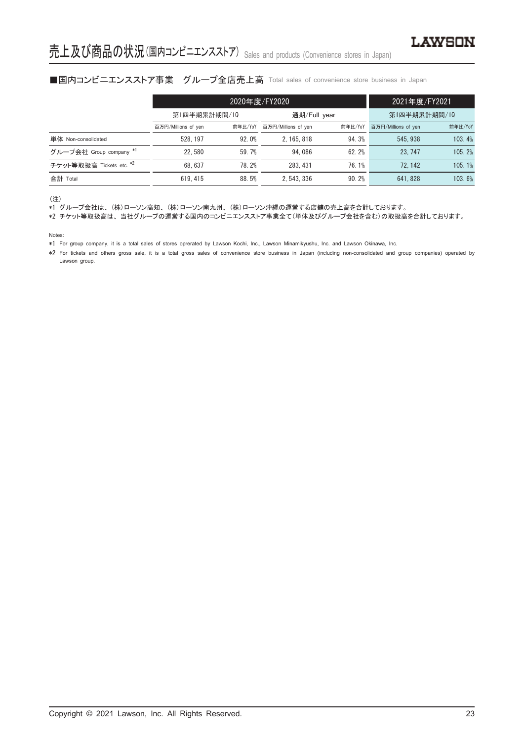# 売上及び商品の状況(国内コンビニエンスストア) Sales and products (Convenience stores in Japan)

## ■国内コンビニエンスストア事業　グループ全店売上高 Total sales of convenience store business in Japan

| | 2020年度/FY2020 | | | | 2021年度/FY2021 | |
|---|---|---|---|---|---|---|
| | 第1四半期累計期間/1Q | | 通期/Full year | | 第1四半期累計期間/1Q | |
| | 百万円/Millions of yen | 前年比/YoY | 百万円/Millions of yen | 前年比/YoY | 百万円/Millions of yen | 前年比/YoY |
| 単体 Non-consolidated | 528, 197 | 92. 0% | 2, 165, 818 | 94. 3% | 545, 938 | 103. 4% |
| グループ会社 Group company *1 | 22, 580 | 59. 7% | 94, 086 | 62. 2% | 23, 747 | 105. 2% |
| チケット等取扱高 Tickets etc. *2 | 68, 637 | 78. 2% | 283, 431 | 76. 1% | 72, 142 | 105. 1% |
| 合計 Total | 619, 415 | 88. 5% | 2, 543, 336 | 90. 2% | 641, 828 | 103. 6% |

(注)

*1 グループ会社は、(株)ローソン高知、(株)ローソン南九州、(株)ローソン沖縄の運営する店舗の売上高を合計しております。

*2 チケット等取扱高は、当社グループの運営する国内のコンビニエンスストア事業全て(単体及びグループ会社を含む)の取扱高を合計しております。

Notes:

*1 For group company, it is a total sales of stores oprerated by Lawson Kochi, Inc., Lawson Minamikyushu, Inc. and Lawson Okinawa, Inc.

*2 For tickets and others gross sale, it is a total gross sales of convenience store business in Japan (including non-consolidated and group companies) operated by Lawson group.